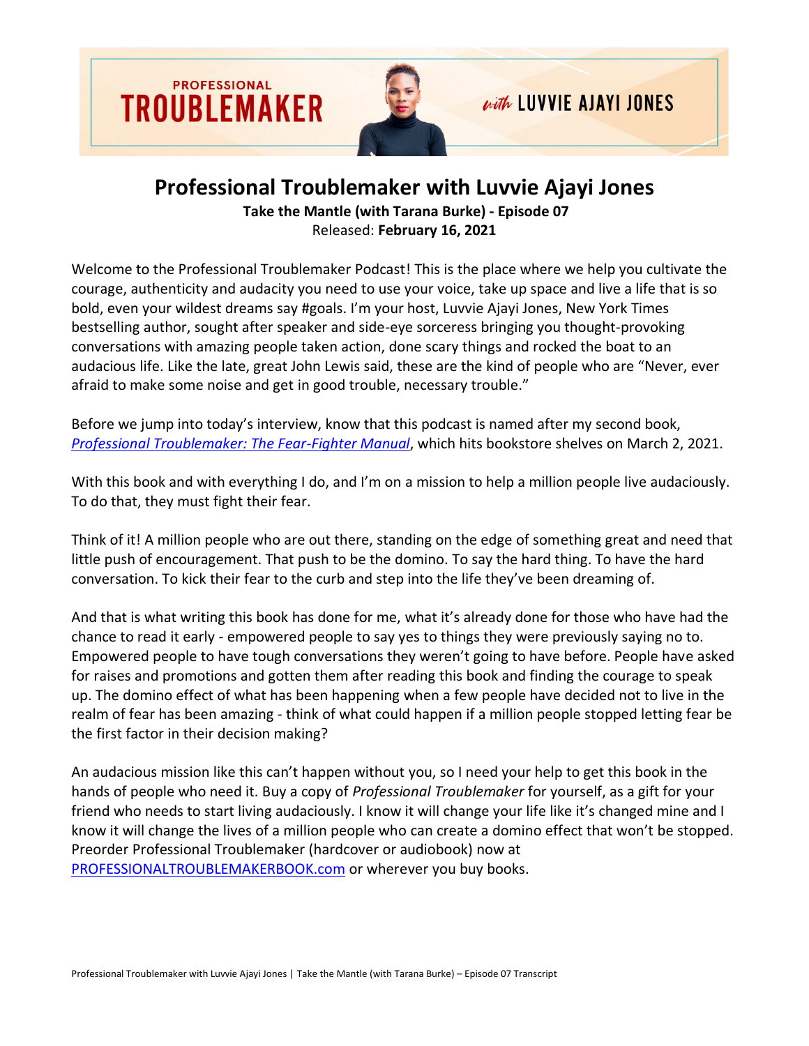# Professional Troublemaker with Luvvie Ajayi Jones

**Take the Mantle (with Tarana Burke) - Episode 07**

Released: **February 16, 2021**

Welcome to the Professional Troublemaker Podcast! This is the place where we help you cultivate the courage, authenticity and audacity you need to use your voice, take up space and live a life that is so bold, even your wildest dreams say #goals. I'm your host, Luvvie Ajayi Jones, New York Times bestselling author, sought after speaker and side-eye sorceress bringing you thought-provoking conversations with amazing people taken action, done scary things and rocked the boat to an audacious life. Like the late, great John Lewis said, these are the kind of people who are "Never, ever afraid to make some noise and get in good trouble, necessary trouble."

Before we jump into today's interview, know that this podcast is named after my second book, *Professional Troublemaker: The Fear-Fighter Manual*, which hits bookstore shelves on March 2, 2021.

With this book and with everything I do, and I'm on a mission to help a million people live audaciously. To do that, they must fight their fear.

Think of it! A million people who are out there, standing on the edge of something great and need that little push of encouragement. That push to be the domino. To say the hard thing. To have the hard conversation. To kick their fear to the curb and step into the life they've been dreaming of.

And that is what writing this book has done for me, what it's already done for those who have had the chance to read it early - empowered people to say yes to things they were previously saying no to. Empowered people to have tough conversations they weren't going to have before. People have asked for raises and promotions and gotten them after reading this book and finding the courage to speak up. The domino effect of what has been happening when a few people have decided not to live in the realm of fear has been amazing - think of what could happen if a million people stopped letting fear be the first factor in their decision making?

An audacious mission like this can't happen without you, so I need your help to get this book in the hands of people who need it. Buy a copy of *Professional Troublemaker* for yourself, as a gift for your friend who needs to start living audaciously. I know it will change your life like it's changed mine and I know it will change the lives of a million people who can create a domino effect that won't be stopped. Preorder Professional Troublemaker (hardcover or audiobook) now at PROFESSIONALTROUBLEMAKERBOOK.com or wherever you buy books.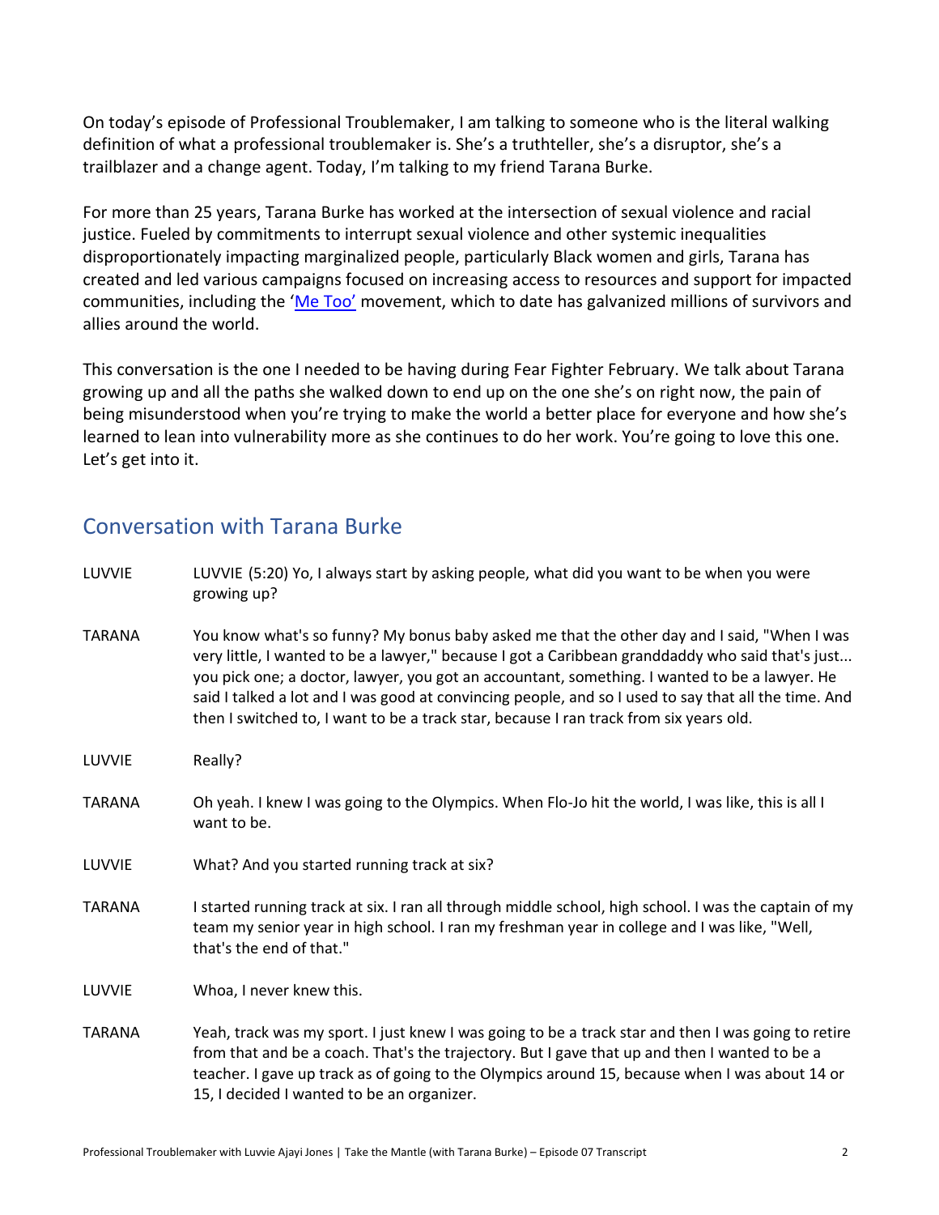On today's episode of Professional Troublemaker, I am talking to someone who is the literal walking definition of what a professional troublemaker is. She's a truthteller, she's a disruptor, she's a trailblazer and a change agent. Today, I'm talking to my friend Tarana Burke.

For more than 25 years, Tarana Burke has worked at the intersection of sexual violence and racial justice. Fueled by commitments to interrupt sexual violence and other systemic inequalities disproportionately impacting marginalized people, particularly Black women and girls, Tarana has created and led various campaigns focused on increasing access to resources and support for impacted communities, including the 'Me Too' movement, which to date has galvanized millions of survivors and allies around the world.

This conversation is the one I needed to be having during Fear Fighter February. We talk about Tarana growing up and all the paths she walked down to end up on the one she's on right now, the pain of being misunderstood when you're trying to make the world a better place for everyone and how she's learned to lean into vulnerability more as she continues to do her work. You're going to love this one. Let's get into it.

## Conversation with Tarana Burke

LUVVIE: LUVVIE (5:20) Yo, I always start by asking people, what did you want to be when you were growing up?

TARANA: You know what's so funny? My bonus baby asked me that the other day and I said, "When I was very little, I wanted to be a lawyer," because I got a Caribbean granddaddy who said that's just... you pick one; a doctor, lawyer, you got an accountant, something. I wanted to be a lawyer. He said I talked a lot and I was good at convincing people, and so I used to say that all the time. And then I switched to, I want to be a track star, because I ran track from six years old.

LUVVIE: Really?

TARANA: Oh yeah. I knew I was going to the Olympics. When Flo-Jo hit the world, I was like, this is all I want to be.

LUVVIE: What? And you started running track at six?

TARANA: I started running track at six. I ran all through middle school, high school. I was the captain of my team my senior year in high school. I ran my freshman year in college and I was like, "Well, that's the end of that."

LUVVIE: Whoa, I never knew this.

TARANA: Yeah, track was my sport. I just knew I was going to be a track star and then I was going to retire from that and be a coach. That's the trajectory. But I gave that up and then I wanted to be a teacher. I gave up track as of going to the Olympics around 15, because when I was about 14 or 15, I decided I wanted to be an organizer.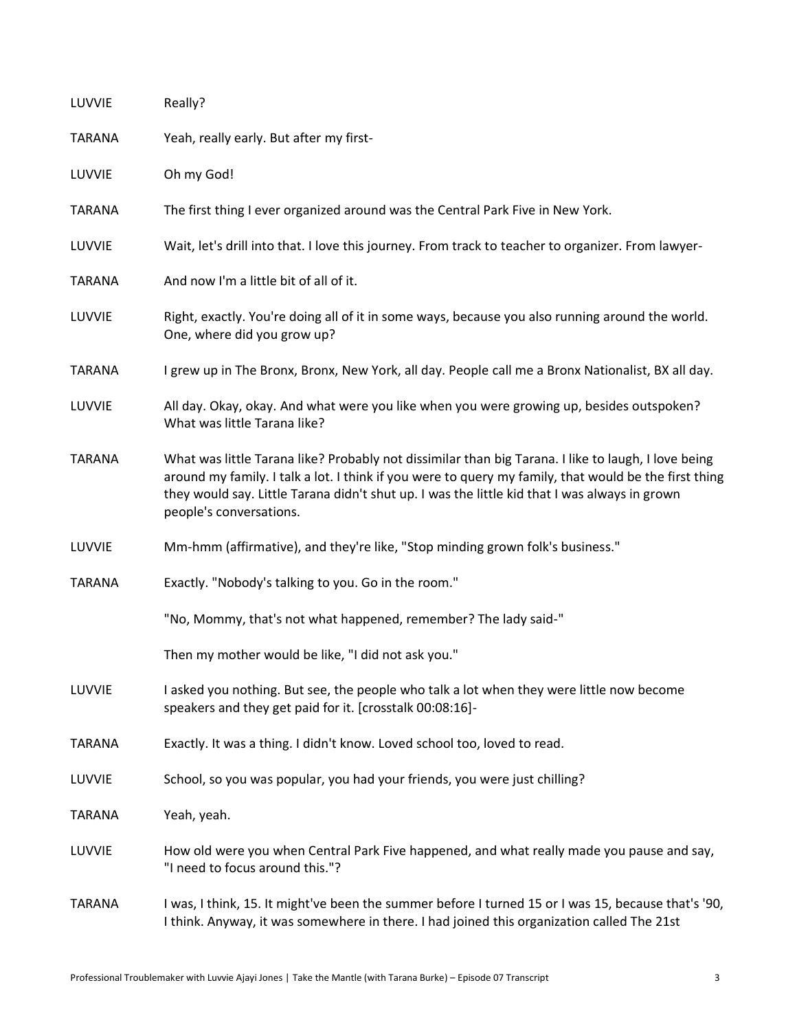LUVVIE Really?

TARANA Yeah, really early. But after my first-

LUVVIE Oh my God!

TARANA The first thing I ever organized around was the Central Park Five in New York.

LUVVIE Wait, let's drill into that. I love this journey. From track to teacher to organizer. From lawyer-

TARANA And now I'm a little bit of all of it.

LUVVIE Right, exactly. You're doing all of it in some ways, because you also running around the world. One, where did you grow up?

TARANA I grew up in The Bronx, Bronx, New York, all day. People call me a Bronx Nationalist, BX all day.

LUVVIE All day. Okay, okay. And what were you like when you were growing up, besides outspoken? What was little Tarana like?

TARANA What was little Tarana like? Probably not dissimilar than big Tarana. I like to laugh, I love being around my family. I talk a lot. I think if you were to query my family, that would be the first thing they would say. Little Tarana didn't shut up. I was the little kid that I was always in grown people's conversations.

LUVVIE Mm-hmm (affirmative), and they're like, "Stop minding grown folk's business."

TARANA Exactly. "Nobody's talking to you. Go in the room."

"No, Mommy, that's not what happened, remember? The lady said-"

Then my mother would be like, "I did not ask you."

LUVVIE I asked you nothing. But see, the people who talk a lot when they were little now become speakers and they get paid for it. [crosstalk 00:08:16]-

TARANA Exactly. It was a thing. I didn't know. Loved school too, loved to read.

LUVVIE School, so you was popular, you had your friends, you were just chilling?

TARANA Yeah, yeah.

LUVVIE How old were you when Central Park Five happened, and what really made you pause and say, "I need to focus around this."?

TARANA I was, I think, 15. It might've been the summer before I turned 15 or I was 15, because that's '90, I think. Anyway, it was somewhere in there. I had joined this organization called The 21st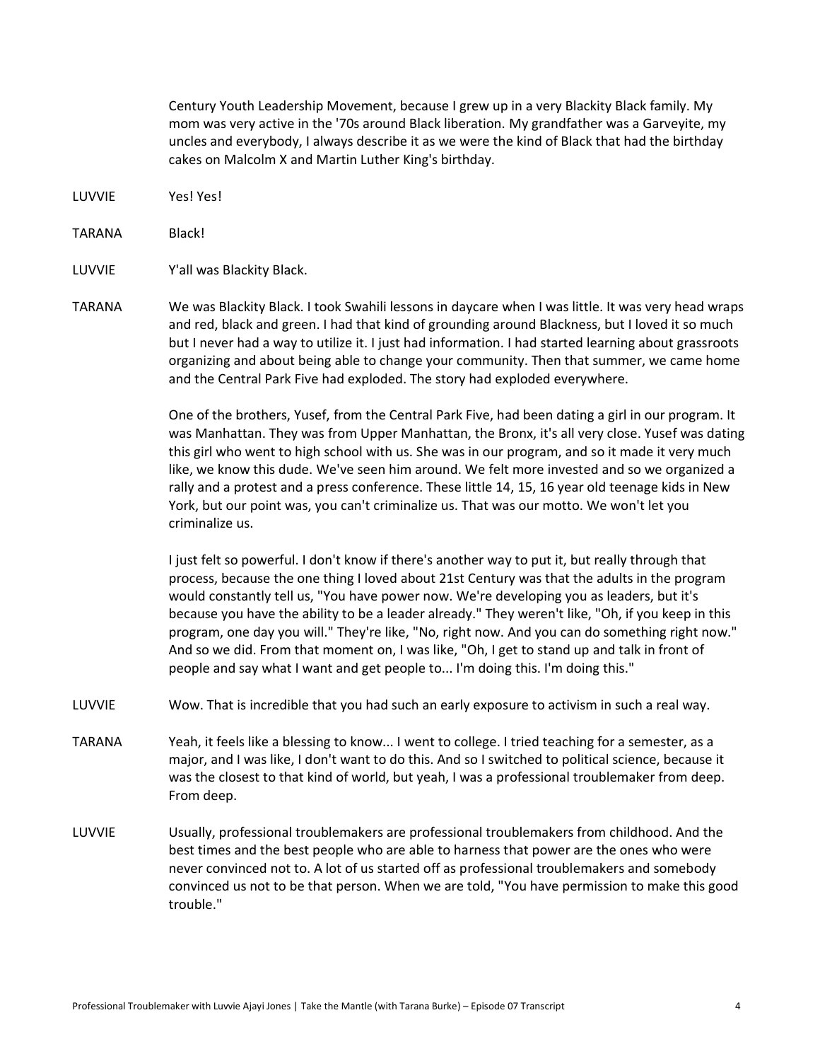Century Youth Leadership Movement, because I grew up in a very Blackity Black family. My mom was very active in the '70s around Black liberation. My grandfather was a Garveyite, my uncles and everybody, I always describe it as we were the kind of Black that had the birthday cakes on Malcolm X and Martin Luther King's birthday.

**LUVVIE** Yes! Yes!

**TARANA** Black!

**LUVVIE** Y'all was Blackity Black.

**TARANA** We was Blackity Black. I took Swahili lessons in daycare when I was little. It was very head wraps and red, black and green. I had that kind of grounding around Blackness, but I loved it so much but I never had a way to utilize it. I just had information. I had started learning about grassroots organizing and about being able to change your community. Then that summer, we came home and the Central Park Five had exploded. The story had exploded everywhere.

One of the brothers, Yusef, from the Central Park Five, had been dating a girl in our program. It was Manhattan. They was from Upper Manhattan, the Bronx, it's all very close. Yusef was dating this girl who went to high school with us. She was in our program, and so it made it very much like, we know this dude. We've seen him around. We felt more invested and so we organized a rally and a protest and a press conference. These little 14, 15, 16 year old teenage kids in New York, but our point was, you can't criminalize us. That was our motto. We won't let you criminalize us.

I just felt so powerful. I don't know if there's another way to put it, but really through that process, because the one thing I loved about 21st Century was that the adults in the program would constantly tell us, "You have power now. We're developing you as leaders, but it's because you have the ability to be a leader already." They weren't like, "Oh, if you keep in this program, one day you will." They're like, "No, right now. And you can do something right now." And so we did. From that moment on, I was like, "Oh, I get to stand up and talk in front of people and say what I want and get people to... I'm doing this. I'm doing this."

**LUVVIE** Wow. That is incredible that you had such an early exposure to activism in such a real way.

**TARANA** Yeah, it feels like a blessing to know... I went to college. I tried teaching for a semester, as a major, and I was like, I don't want to do this. And so I switched to political science, because it was the closest to that kind of world, but yeah, I was a professional troublemaker from deep. From deep.

**LUVVIE** Usually, professional troublemakers are professional troublemakers from childhood. And the best times and the best people who are able to harness that power are the ones who were never convinced not to. A lot of us started off as professional troublemakers and somebody convinced us not to be that person. When we are told, "You have permission to make this good trouble."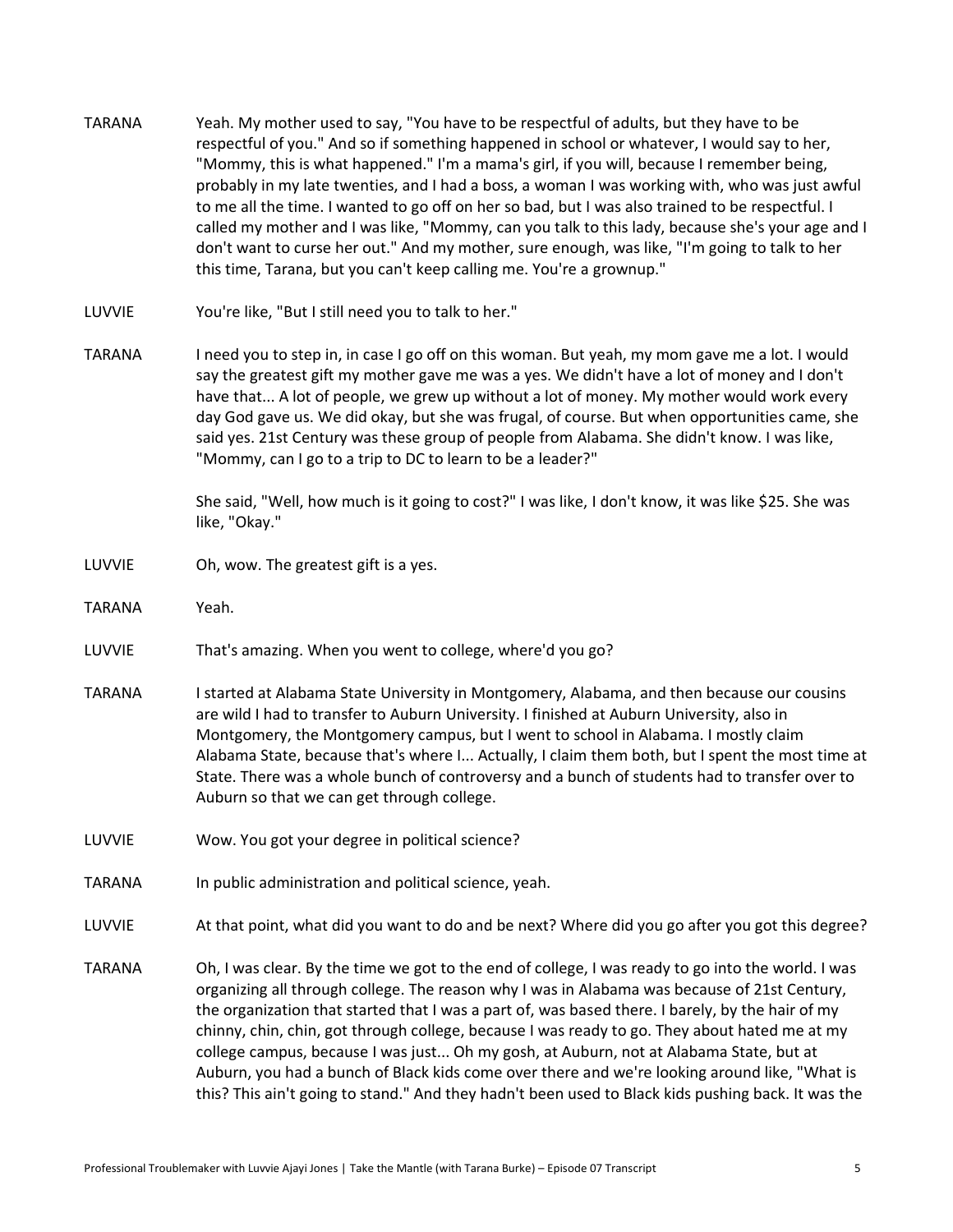**TARANA** Yeah. My mother used to say, "You have to be respectful of adults, but they have to be respectful of you." And so if something happened in school or whatever, I would say to her, "Mommy, this is what happened." I'm a mama's girl, if you will, because I remember being, probably in my late twenties, and I had a boss, a woman I was working with, who was just awful to me all the time. I wanted to go off on her so bad, but I was also trained to be respectful. I called my mother and I was like, "Mommy, can you talk to this lady, because she's your age and I don't want to curse her out." And my mother, sure enough, was like, "I'm going to talk to her this time, Tarana, but you can't keep calling me. You're a grownup."

**LUVVIE** You're like, "But I still need you to talk to her."

**TARANA** I need you to step in, in case I go off on this woman. But yeah, my mom gave me a lot. I would say the greatest gift my mother gave me was a yes. We didn't have a lot of money and I don't have that... A lot of people, we grew up without a lot of money. My mother would work every day God gave us. We did okay, but she was frugal, of course. But when opportunities came, she said yes. 21st Century was these group of people from Alabama. She didn't know. I was like, "Mommy, can I go to a trip to DC to learn to be a leader?"

She said, "Well, how much is it going to cost?" I was like, I don't know, it was like $25. She was like, "Okay."

**LUVVIE** Oh, wow. The greatest gift is a yes.

**TARANA** Yeah.

**LUVVIE** That's amazing. When you went to college, where'd you go?

**TARANA** I started at Alabama State University in Montgomery, Alabama, and then because our cousins are wild I had to transfer to Auburn University. I finished at Auburn University, also in Montgomery, the Montgomery campus, but I went to school in Alabama. I mostly claim Alabama State, because that's where I... Actually, I claim them both, but I spent the most time at State. There was a whole bunch of controversy and a bunch of students had to transfer over to Auburn so that we can get through college.

**LUVVIE** Wow. You got your degree in political science?

**TARANA** In public administration and political science, yeah.

**LUVVIE** At that point, what did you want to do and be next? Where did you go after you got this degree?

**TARANA** Oh, I was clear. By the time we got to the end of college, I was ready to go into the world. I was organizing all through college. The reason why I was in Alabama was because of 21st Century, the organization that started that I was a part of, was based there. I barely, by the hair of my chinny, chin, chin, got through college, because I was ready to go. They about hated me at my college campus, because I was just... Oh my gosh, at Auburn, not at Alabama State, but at Auburn, you had a bunch of Black kids come over there and we're looking around like, "What is this? This ain't going to stand." And they hadn't been used to Black kids pushing back. It was the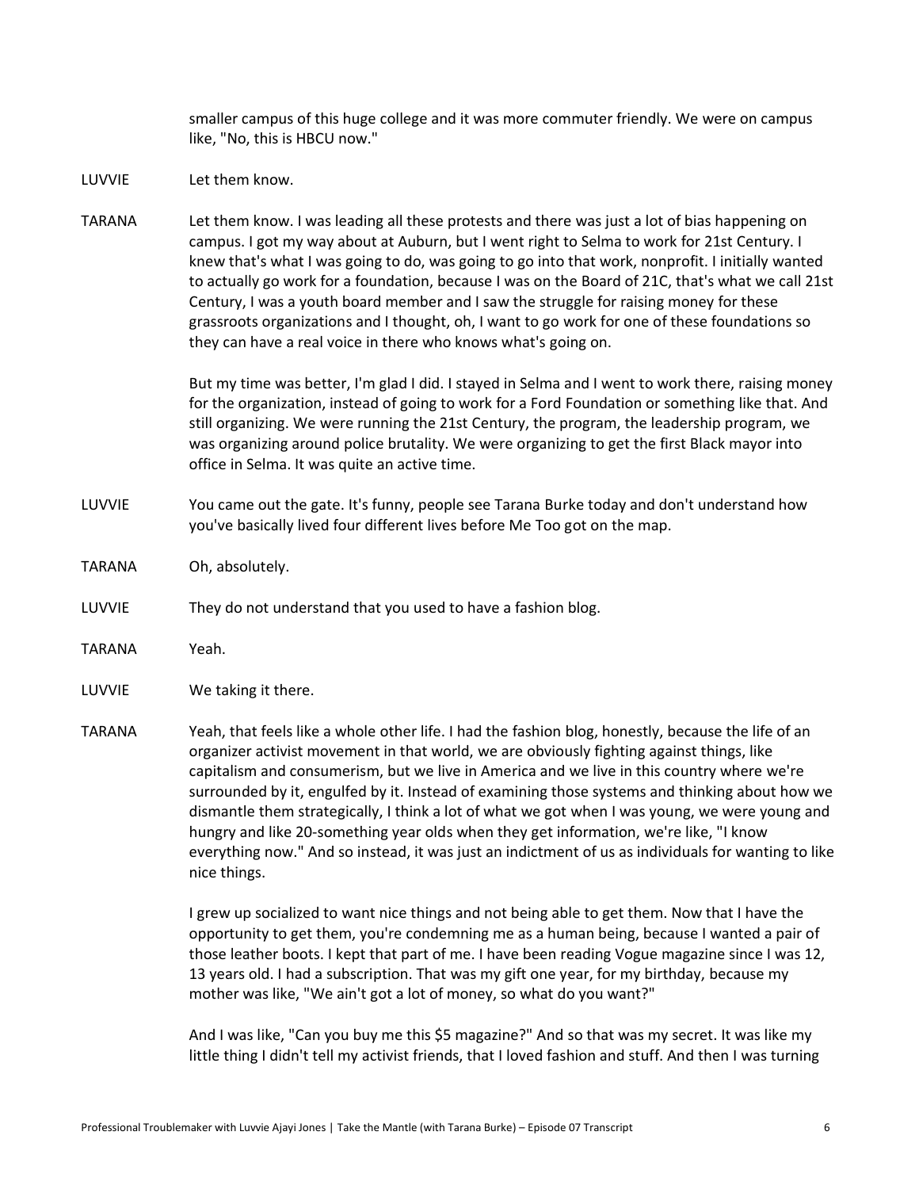smaller campus of this huge college and it was more commuter friendly. We were on campus like, "No, this is HBCU now."

LUVVIE Let them know.

TARANA Let them know. I was leading all these protests and there was just a lot of bias happening on campus. I got my way about at Auburn, but I went right to Selma to work for 21st Century. I knew that's what I was going to do, was going to go into that work, nonprofit. I initially wanted to actually go work for a foundation, because I was on the Board of 21C, that's what we call 21st Century, I was a youth board member and I saw the struggle for raising money for these grassroots organizations and I thought, oh, I want to go work for one of these foundations so they can have a real voice in there who knows what's going on.

But my time was better, I'm glad I did. I stayed in Selma and I went to work there, raising money for the organization, instead of going to work for a Ford Foundation or something like that. And still organizing. We were running the 21st Century, the program, the leadership program, we was organizing around police brutality. We were organizing to get the first Black mayor into office in Selma. It was quite an active time.

LUVVIE You came out the gate. It's funny, people see Tarana Burke today and don't understand how you've basically lived four different lives before Me Too got on the map.

TARANA Oh, absolutely.

LUVVIE They do not understand that you used to have a fashion blog.

TARANA Yeah.

LUVVIE We taking it there.

TARANA Yeah, that feels like a whole other life. I had the fashion blog, honestly, because the life of an organizer activist movement in that world, we are obviously fighting against things, like capitalism and consumerism, but we live in America and we live in this country where we're surrounded by it, engulfed by it. Instead of examining those systems and thinking about how we dismantle them strategically, I think a lot of what we got when I was young, we were young and hungry and like 20-something year olds when they get information, we're like, "I know everything now." And so instead, it was just an indictment of us as individuals for wanting to like nice things.

I grew up socialized to want nice things and not being able to get them. Now that I have the opportunity to get them, you're condemning me as a human being, because I wanted a pair of those leather boots. I kept that part of me. I have been reading Vogue magazine since I was 12, 13 years old. I had a subscription. That was my gift one year, for my birthday, because my mother was like, "We ain't got a lot of money, so what do you want?"

And I was like, "Can you buy me this $5 magazine?" And so that was my secret. It was like my little thing I didn't tell my activist friends, that I loved fashion and stuff. And then I was turning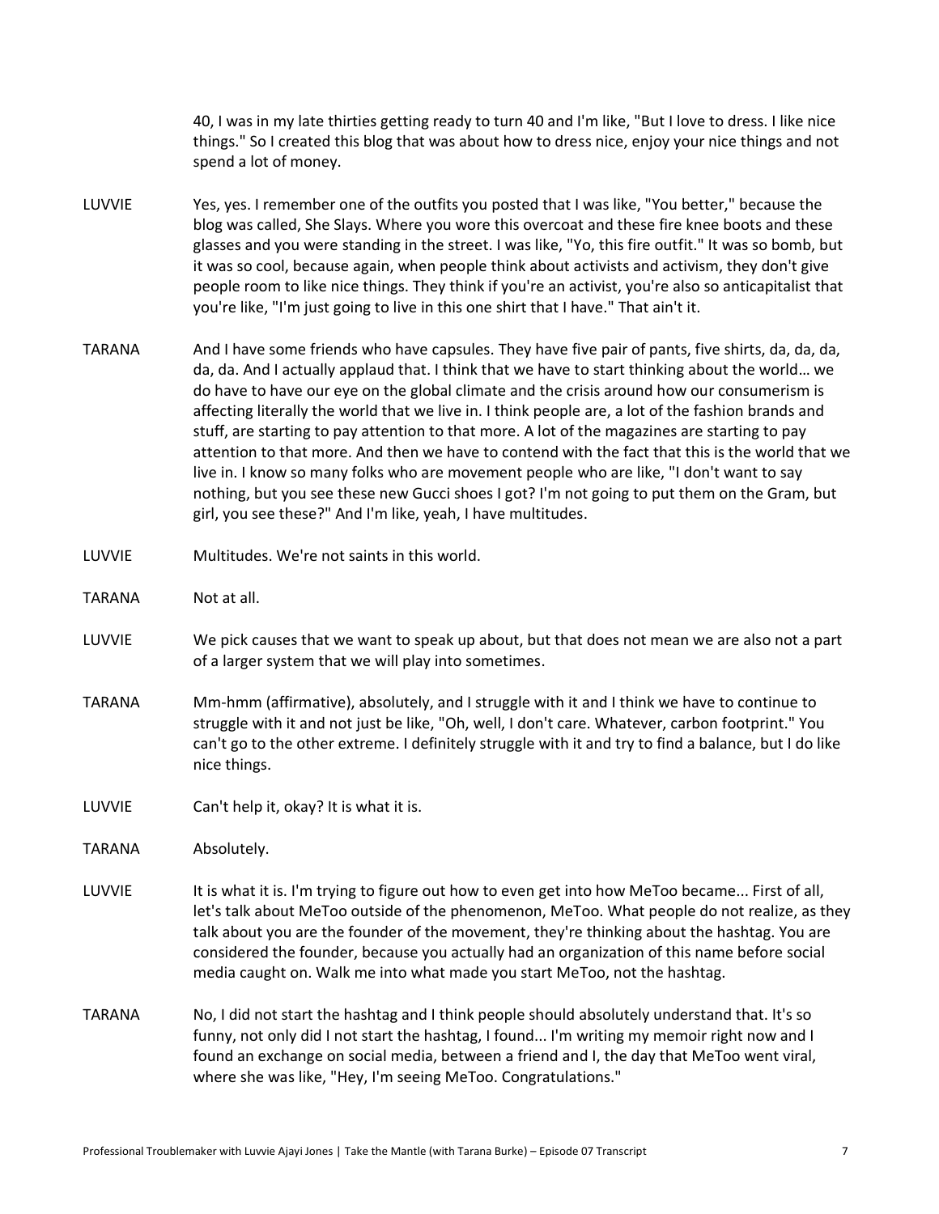40, I was in my late thirties getting ready to turn 40 and I'm like, "But I love to dress. I like nice things." So I created this blog that was about how to dress nice, enjoy your nice things and not spend a lot of money.

LUVVIE Yes, yes. I remember one of the outfits you posted that I was like, "You better," because the blog was called, She Slays. Where you wore this overcoat and these fire knee boots and these glasses and you were standing in the street. I was like, "Yo, this fire outfit." It was so bomb, but it was so cool, because again, when people think about activists and activism, they don't give people room to like nice things. They think if you're an activist, you're also so anticapitalist that you're like, "I'm just going to live in this one shirt that I have." That ain't it.

TARANA And I have some friends who have capsules. They have five pair of pants, five shirts, da, da, da, da, da. And I actually applaud that. I think that we have to start thinking about the world… we do have to have our eye on the global climate and the crisis around how our consumerism is affecting literally the world that we live in. I think people are, a lot of the fashion brands and stuff, are starting to pay attention to that more. A lot of the magazines are starting to pay attention to that more. And then we have to contend with the fact that this is the world that we live in. I know so many folks who are movement people who are like, "I don't want to say nothing, but you see these new Gucci shoes I got? I'm not going to put them on the Gram, but girl, you see these?" And I'm like, yeah, I have multitudes.

LUVVIE Multitudes. We're not saints in this world.

TARANA Not at all.

LUVVIE We pick causes that we want to speak up about, but that does not mean we are also not a part of a larger system that we will play into sometimes.

TARANA Mm-hmm (affirmative), absolutely, and I struggle with it and I think we have to continue to struggle with it and not just be like, "Oh, well, I don't care. Whatever, carbon footprint." You can't go to the other extreme. I definitely struggle with it and try to find a balance, but I do like nice things.

LUVVIE Can't help it, okay? It is what it is.

TARANA Absolutely.

LUVVIE It is what it is. I'm trying to figure out how to even get into how MeToo became... First of all, let's talk about MeToo outside of the phenomenon, MeToo. What people do not realize, as they talk about you are the founder of the movement, they're thinking about the hashtag. You are considered the founder, because you actually had an organization of this name before social media caught on. Walk me into what made you start MeToo, not the hashtag.

TARANA No, I did not start the hashtag and I think people should absolutely understand that. It's so funny, not only did I not start the hashtag, I found... I'm writing my memoir right now and I found an exchange on social media, between a friend and I, the day that MeToo went viral, where she was like, "Hey, I'm seeing MeToo. Congratulations."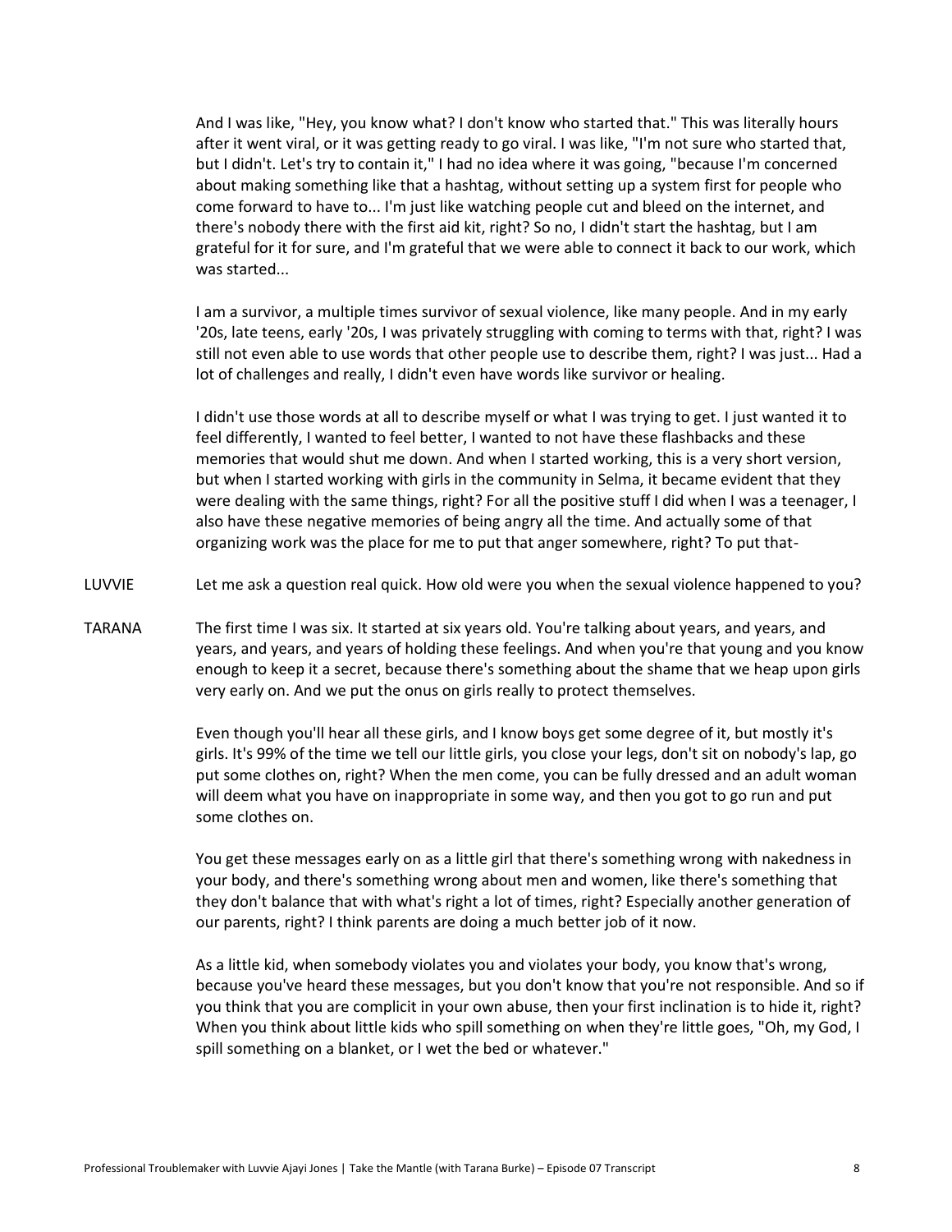And I was like, "Hey, you know what? I don't know who started that." This was literally hours after it went viral, or it was getting ready to go viral. I was like, "I'm not sure who started that, but I didn't. Let's try to contain it," I had no idea where it was going, "because I'm concerned about making something like that a hashtag, without setting up a system first for people who come forward to have to... I'm just like watching people cut and bleed on the internet, and there's nobody there with the first aid kit, right? So no, I didn't start the hashtag, but I am grateful for it for sure, and I'm grateful that we were able to connect it back to our work, which was started...

I am a survivor, a multiple times survivor of sexual violence, like many people. And in my early '20s, late teens, early '20s, I was privately struggling with coming to terms with that, right? I was still not even able to use words that other people use to describe them, right? I was just... Had a lot of challenges and really, I didn't even have words like survivor or healing.

I didn't use those words at all to describe myself or what I was trying to get. I just wanted it to feel differently, I wanted to feel better, I wanted to not have these flashbacks and these memories that would shut me down. And when I started working, this is a very short version, but when I started working with girls in the community in Selma, it became evident that they were dealing with the same things, right? For all the positive stuff I did when I was a teenager, I also have these negative memories of being angry all the time. And actually some of that organizing work was the place for me to put that anger somewhere, right? To put that-

LUVVIE Let me ask a question real quick. How old were you when the sexual violence happened to you?

TARANA The first time I was six. It started at six years old. You're talking about years, and years, and years, and years, and years of holding these feelings. And when you're that young and you know enough to keep it a secret, because there's something about the shame that we heap upon girls very early on. And we put the onus on girls really to protect themselves.

Even though you'll hear all these girls, and I know boys get some degree of it, but mostly it's girls. It's 99% of the time we tell our little girls, you close your legs, don't sit on nobody's lap, go put some clothes on, right? When the men come, you can be fully dressed and an adult woman will deem what you have on inappropriate in some way, and then you got to go run and put some clothes on.

You get these messages early on as a little girl that there's something wrong with nakedness in your body, and there's something wrong about men and women, like there's something that they don't balance that with what's right a lot of times, right? Especially another generation of our parents, right? I think parents are doing a much better job of it now.

As a little kid, when somebody violates you and violates your body, you know that's wrong, because you've heard these messages, but you don't know that you're not responsible. And so if you think that you are complicit in your own abuse, then your first inclination is to hide it, right? When you think about little kids who spill something on when they're little goes, "Oh, my God, I spill something on a blanket, or I wet the bed or whatever."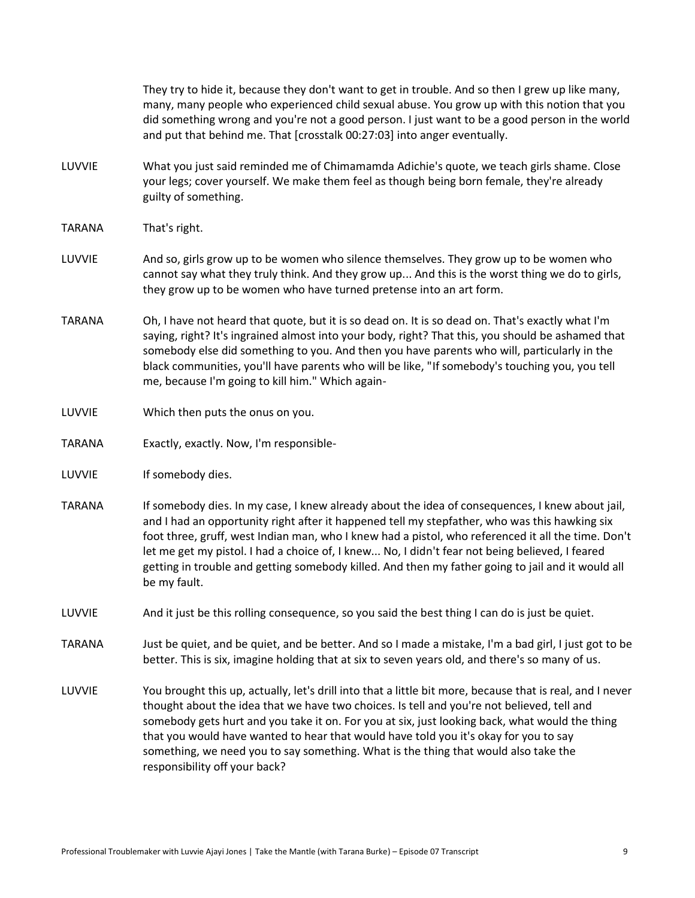They try to hide it, because they don't want to get in trouble. And so then I grew up like many, many, many people who experienced child sexual abuse. You grow up with this notion that you did something wrong and you're not a good person. I just want to be a good person in the world and put that behind me. That [crosstalk 00:27:03] into anger eventually.

LUVVIE: What you just said reminded me of Chimamamda Adichie's quote, we teach girls shame. Close your legs; cover yourself. We make them feel as though being born female, they're already guilty of something.

TARANA: That's right.

LUVVIE: And so, girls grow up to be women who silence themselves. They grow up to be women who cannot say what they truly think. And they grow up... And this is the worst thing we do to girls, they grow up to be women who have turned pretense into an art form.

TARANA: Oh, I have not heard that quote, but it is so dead on. It is so dead on. That's exactly what I'm saying, right? It's ingrained almost into your body, right? That this, you should be ashamed that somebody else did something to you. And then you have parents who will, particularly in the black communities, you'll have parents who will be like, "If somebody's touching you, you tell me, because I'm going to kill him." Which again-

LUVVIE: Which then puts the onus on you.

TARANA: Exactly, exactly. Now, I'm responsible-

LUVVIE: If somebody dies.

TARANA: If somebody dies. In my case, I knew already about the idea of consequences, I knew about jail, and I had an opportunity right after it happened tell my stepfather, who was this hawking six foot three, gruff, west Indian man, who I knew had a pistol, who referenced it all the time. Don't let me get my pistol. I had a choice of, I knew... No, I didn't fear not being believed, I feared getting in trouble and getting somebody killed. And then my father going to jail and it would all be my fault.

LUVVIE: And it just be this rolling consequence, so you said the best thing I can do is just be quiet.

TARANA: Just be quiet, and be quiet, and be better. And so I made a mistake, I'm a bad girl, I just got to be better. This is six, imagine holding that at six to seven years old, and there's so many of us.

LUVVIE: You brought this up, actually, let's drill into that a little bit more, because that is real, and I never thought about the idea that we have two choices. Is tell and you're not believed, tell and somebody gets hurt and you take it on. For you at six, just looking back, what would the thing that you would have wanted to hear that would have told you it's okay for you to say something, we need you to say something. What is the thing that would also take the responsibility off your back?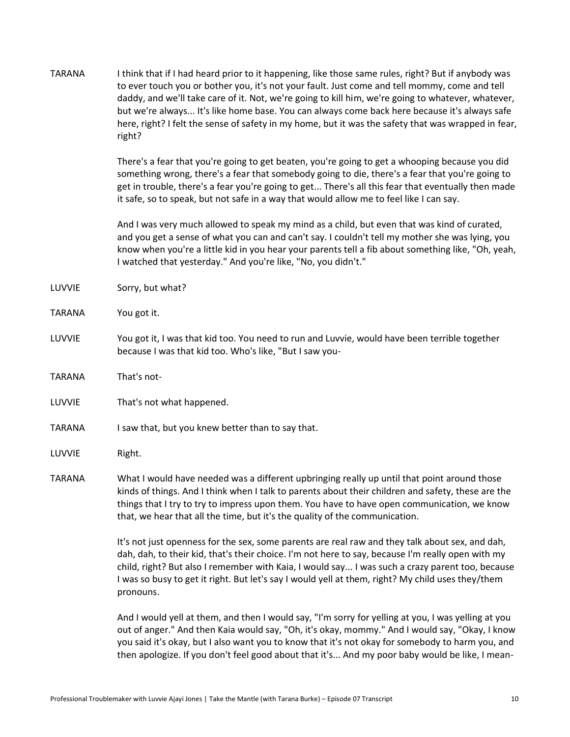TARANA I think that if I had heard prior to it happening, like those same rules, right? But if anybody was to ever touch you or bother you, it's not your fault. Just come and tell mommy, come and tell daddy, and we'll take care of it. Not, we're going to kill him, we're going to whatever, whatever, but we're always... It's like home base. You can always come back here because it's always safe here, right? I felt the sense of safety in my home, but it was the safety that was wrapped in fear, right?

There's a fear that you're going to get beaten, you're going to get a whooping because you did something wrong, there's a fear that somebody going to die, there's a fear that you're going to get in trouble, there's a fear you're going to get... There's all this fear that eventually then made it safe, so to speak, but not safe in a way that would allow me to feel like I can say.

And I was very much allowed to speak my mind as a child, but even that was kind of curated, and you get a sense of what you can and can't say. I couldn't tell my mother she was lying, you know when you're a little kid in you hear your parents tell a fib about something like, "Oh, yeah, I watched that yesterday." And you're like, "No, you didn't."

LUVVIE Sorry, but what?

TARANA You got it.

LUVVIE You got it, I was that kid too. You need to run and Luvvie, would have been terrible together because I was that kid too. Who's like, "But I saw you-

TARANA That's not-

LUVVIE That's not what happened.

TARANA I saw that, but you knew better than to say that.

LUVVIE Right.

TARANA What I would have needed was a different upbringing really up until that point around those kinds of things. And I think when I talk to parents about their children and safety, these are the things that I try to try to impress upon them. You have to have open communication, we know that, we hear that all the time, but it's the quality of the communication.

It's not just openness for the sex, some parents are real raw and they talk about sex, and dah, dah, dah, to their kid, that's their choice. I'm not here to say, because I'm really open with my child, right? But also I remember with Kaia, I would say... I was such a crazy parent too, because I was so busy to get it right. But let's say I would yell at them, right? My child uses they/them pronouns.

And I would yell at them, and then I would say, "I'm sorry for yelling at you, I was yelling at you out of anger." And then Kaia would say, "Oh, it's okay, mommy." And I would say, "Okay, I know you said it's okay, but I also want you to know that it's not okay for somebody to harm you, and then apologize. If you don't feel good about that it's... And my poor baby would be like, I mean-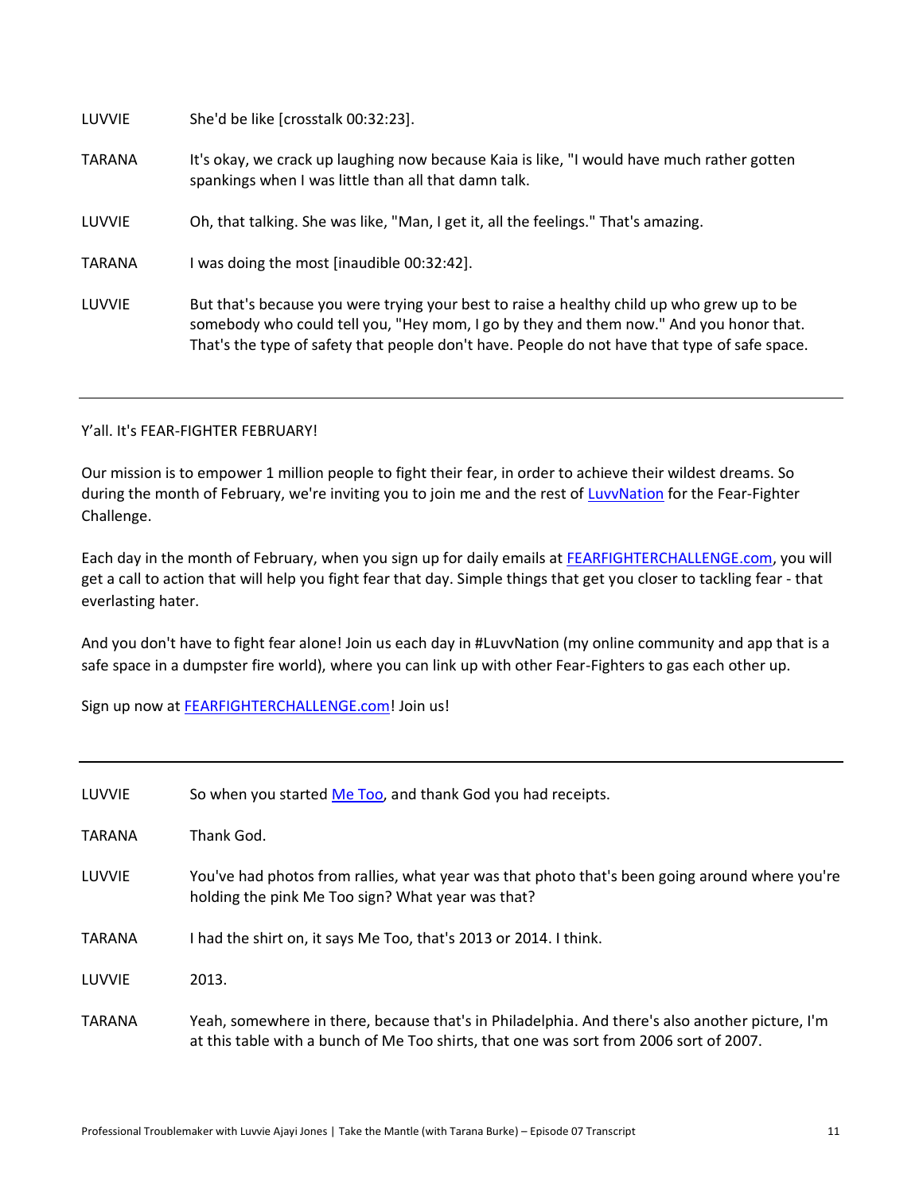| | |
|---|---|
| LUVVIE | She'd be like [crosstalk 00:32:23]. |
| TARANA | It's okay, we crack up laughing now because Kaia is like, "I would have much rather gotten spankings when I was little than all that damn talk. |
| LUVVIE | Oh, that talking. She was like, "Man, I get it, all the feelings." That's amazing. |
| TARANA | I was doing the most [inaudible 00:32:42]. |
| LUVVIE | But that's because you were trying your best to raise a healthy child up who grew up to be somebody who could tell you, "Hey mom, I go by they and them now." And you honor that. That's the type of safety that people don't have. People do not have that type of safe space. |

---

Y'all. It's FEAR-FIGHTER FEBRUARY!

Our mission is to empower 1 million people to fight their fear, in order to achieve their wildest dreams. So during the month of February, we're inviting you to join me and the rest of [LuvvNation]() for the Fear-Fighter Challenge.

Each day in the month of February, when you sign up for daily emails at [FEARFIGHTERCHALLENGE.com](), you will get a call to action that will help you fight fear that day. Simple things that get you closer to tackling fear - that everlasting hater.

And you don't have to fight fear alone! Join us each day in #LuvvNation (my online community and app that is a safe space in a dumpster fire world), where you can link up with other Fear-Fighters to gas each other up.

Sign up now at [FEARFIGHTERCHALLENGE.com]()! Join us!

---

| | |
|---|---|
| LUVVIE | So when you started [Me Too](), and thank God you had receipts. |
| TARANA | Thank God. |
| LUVVIE | You've had photos from rallies, what year was that photo that's been going around where you're holding the pink Me Too sign? What year was that? |
| TARANA | I had the shirt on, it says Me Too, that's 2013 or 2014. I think. |
| LUVVIE | 2013. |
| TARANA | Yeah, somewhere in there, because that's in Philadelphia. And there's also another picture, I'm at this table with a bunch of Me Too shirts, that one was sort from 2006 sort of 2007. |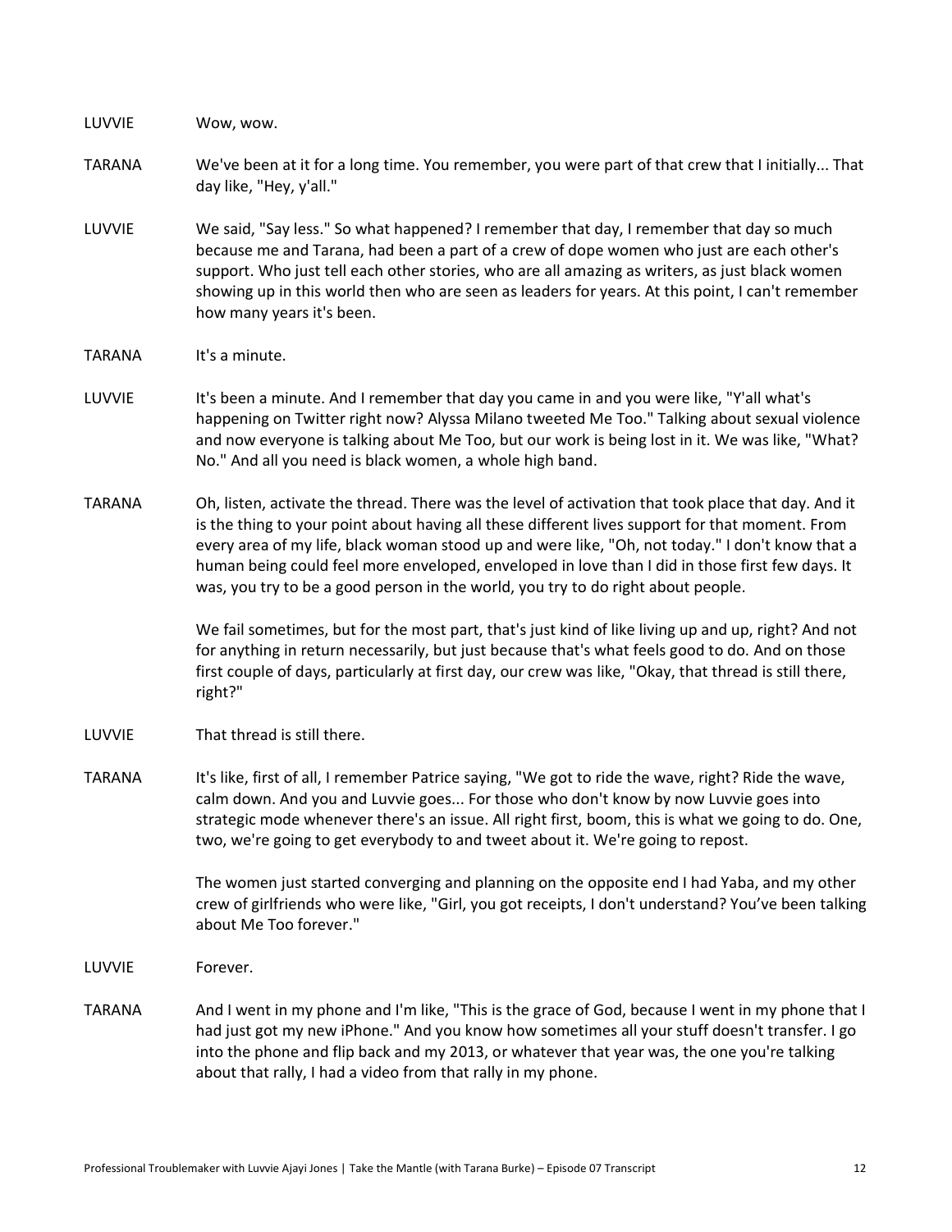LUVVIE Wow, wow.

TARANA We've been at it for a long time. You remember, you were part of that crew that I initially... That day like, "Hey, y'all."

LUVVIE We said, "Say less." So what happened? I remember that day, I remember that day so much because me and Tarana, had been a part of a crew of dope women who just are each other's support. Who just tell each other stories, who are all amazing as writers, as just black women showing up in this world then who are seen as leaders for years. At this point, I can't remember how many years it's been.

TARANA It's a minute.

LUVVIE It's been a minute. And I remember that day you came in and you were like, "Y'all what's happening on Twitter right now? Alyssa Milano tweeted Me Too." Talking about sexual violence and now everyone is talking about Me Too, but our work is being lost in it. We was like, "What? No." And all you need is black women, a whole high band.

TARANA Oh, listen, activate the thread. There was the level of activation that took place that day. And it is the thing to your point about having all these different lives support for that moment. From every area of my life, black woman stood up and were like, "Oh, not today." I don't know that a human being could feel more enveloped, enveloped in love than I did in those first few days. It was, you try to be a good person in the world, you try to do right about people.

We fail sometimes, but for the most part, that's just kind of like living up and up, right? And not for anything in return necessarily, but just because that's what feels good to do. And on those first couple of days, particularly at first day, our crew was like, "Okay, that thread is still there, right?"

LUVVIE That thread is still there.

TARANA It's like, first of all, I remember Patrice saying, "We got to ride the wave, right? Ride the wave, calm down. And you and Luvvie goes... For those who don't know by now Luvvie goes into strategic mode whenever there's an issue. All right first, boom, this is what we going to do. One, two, we're going to get everybody to and tweet about it. We're going to repost.

The women just started converging and planning on the opposite end I had Yaba, and my other crew of girlfriends who were like, "Girl, you got receipts, I don't understand? You've been talking about Me Too forever."

LUVVIE Forever.

TARANA And I went in my phone and I'm like, "This is the grace of God, because I went in my phone that I had just got my new iPhone." And you know how sometimes all your stuff doesn't transfer. I go into the phone and flip back and my 2013, or whatever that year was, the one you're talking about that rally, I had a video from that rally in my phone.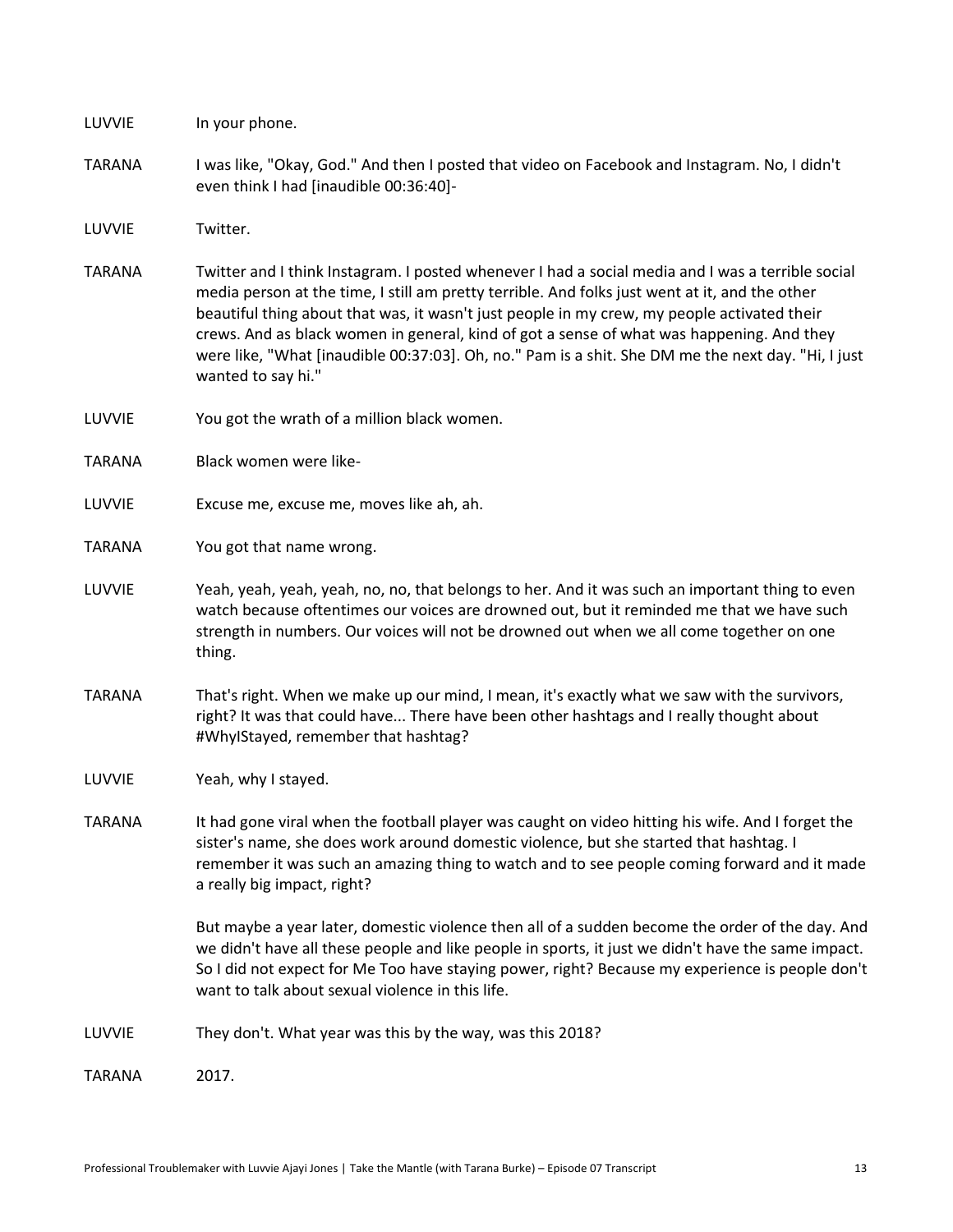LUVVIE In your phone.

TARANA I was like, "Okay, God." And then I posted that video on Facebook and Instagram. No, I didn't even think I had [inaudible 00:36:40]-

LUVVIE Twitter.

TARANA Twitter and I think Instagram. I posted whenever I had a social media and I was a terrible social media person at the time, I still am pretty terrible. And folks just went at it, and the other beautiful thing about that was, it wasn't just people in my crew, my people activated their crews. And as black women in general, kind of got a sense of what was happening. And they were like, "What [inaudible 00:37:03]. Oh, no." Pam is a shit. She DM me the next day. "Hi, I just wanted to say hi."

LUVVIE You got the wrath of a million black women.

TARANA Black women were like-

LUVVIE Excuse me, excuse me, moves like ah, ah.

TARANA You got that name wrong.

LUVVIE Yeah, yeah, yeah, yeah, no, no, that belongs to her. And it was such an important thing to even watch because oftentimes our voices are drowned out, but it reminded me that we have such strength in numbers. Our voices will not be drowned out when we all come together on one thing.

TARANA That's right. When we make up our mind, I mean, it's exactly what we saw with the survivors, right? It was that could have... There have been other hashtags and I really thought about #WhyIStayed, remember that hashtag?

LUVVIE Yeah, why I stayed.

TARANA It had gone viral when the football player was caught on video hitting his wife. And I forget the sister's name, she does work around domestic violence, but she started that hashtag. I remember it was such an amazing thing to watch and to see people coming forward and it made a really big impact, right?

But maybe a year later, domestic violence then all of a sudden become the order of the day. And we didn't have all these people and like people in sports, it just we didn't have the same impact. So I did not expect for Me Too have staying power, right? Because my experience is people don't want to talk about sexual violence in this life.

LUVVIE They don't. What year was this by the way, was this 2018?

TARANA 2017.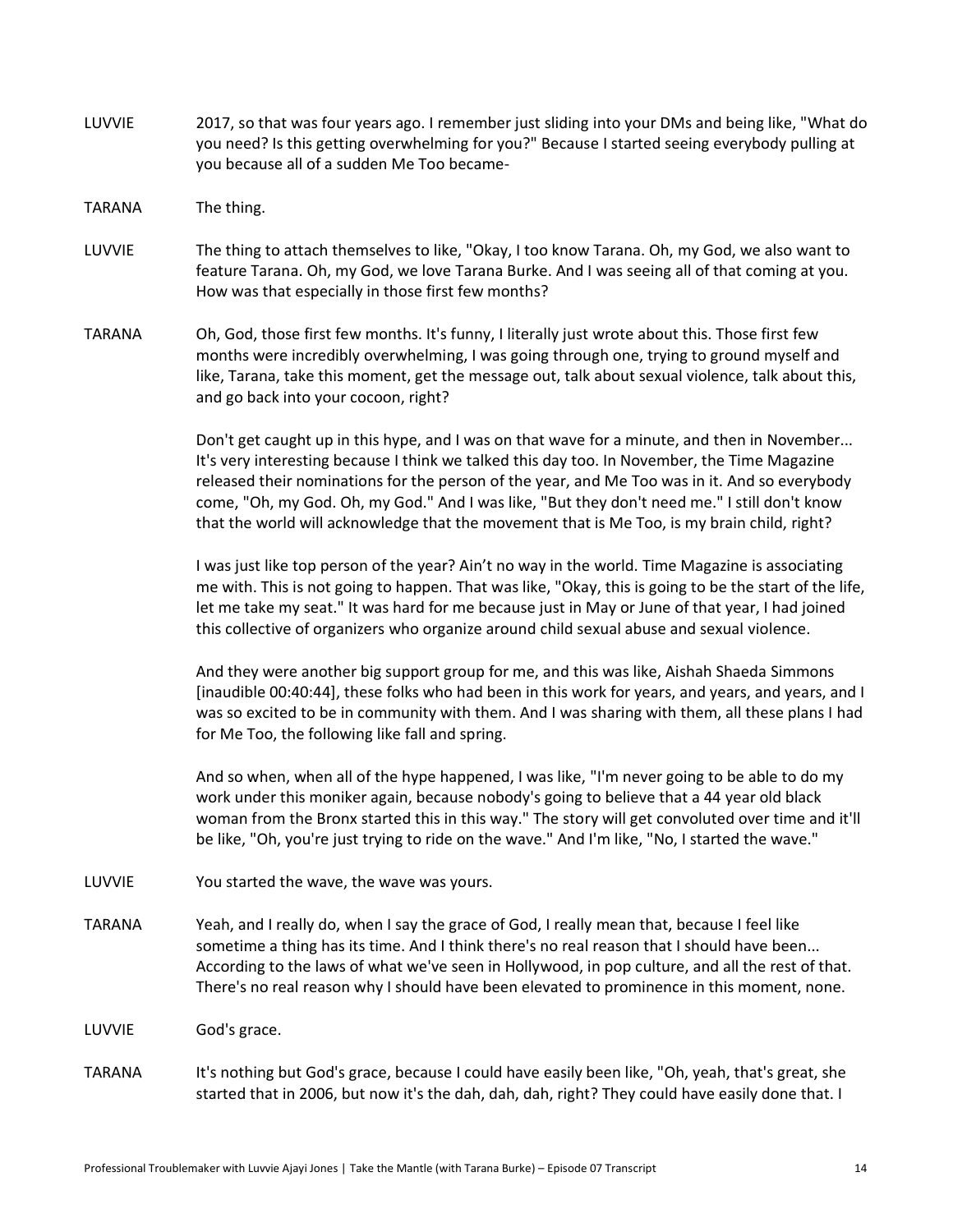LUVVIE 2017, so that was four years ago. I remember just sliding into your DMs and being like, "What do you need? Is this getting overwhelming for you?" Because I started seeing everybody pulling at you because all of a sudden Me Too became-

TARANA The thing.

LUVVIE The thing to attach themselves to like, "Okay, I too know Tarana. Oh, my God, we also want to feature Tarana. Oh, my God, we love Tarana Burke. And I was seeing all of that coming at you. How was that especially in those first few months?

TARANA Oh, God, those first few months. It's funny, I literally just wrote about this. Those first few months were incredibly overwhelming, I was going through one, trying to ground myself and like, Tarana, take this moment, get the message out, talk about sexual violence, talk about this, and go back into your cocoon, right?

Don't get caught up in this hype, and I was on that wave for a minute, and then in November... It's very interesting because I think we talked this day too. In November, the Time Magazine released their nominations for the person of the year, and Me Too was in it. And so everybody come, "Oh, my God. Oh, my God." And I was like, "But they don't need me." I still don't know that the world will acknowledge that the movement that is Me Too, is my brain child, right?

I was just like top person of the year? Ain't no way in the world. Time Magazine is associating me with. This is not going to happen. That was like, "Okay, this is going to be the start of the life, let me take my seat." It was hard for me because just in May or June of that year, I had joined this collective of organizers who organize around child sexual abuse and sexual violence.

And they were another big support group for me, and this was like, Aishah Shaeda Simmons [inaudible 00:40:44], these folks who had been in this work for years, and years, and years, and I was so excited to be in community with them. And I was sharing with them, all these plans I had for Me Too, the following like fall and spring.

And so when, when all of the hype happened, I was like, "I'm never going to be able to do my work under this moniker again, because nobody's going to believe that a 44 year old black woman from the Bronx started this in this way." The story will get convoluted over time and it'll be like, "Oh, you're just trying to ride on the wave." And I'm like, "No, I started the wave."

LUVVIE You started the wave, the wave was yours.

TARANA Yeah, and I really do, when I say the grace of God, I really mean that, because I feel like sometime a thing has its time. And I think there's no real reason that I should have been... According to the laws of what we've seen in Hollywood, in pop culture, and all the rest of that. There's no real reason why I should have been elevated to prominence in this moment, none.

LUVVIE God's grace.

TARANA It's nothing but God's grace, because I could have easily been like, "Oh, yeah, that's great, she started that in 2006, but now it's the dah, dah, dah, right? They could have easily done that. I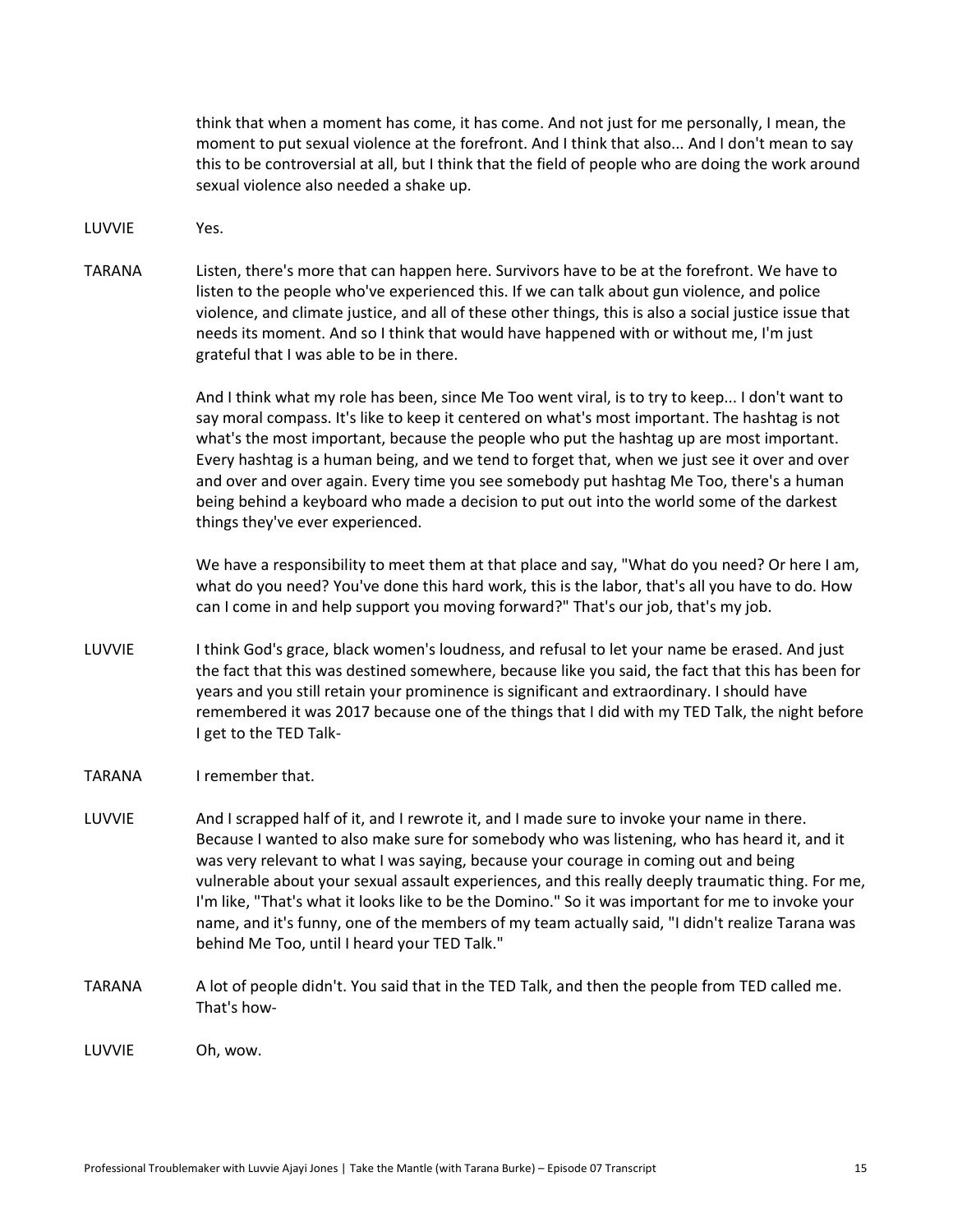think that when a moment has come, it has come. And not just for me personally, I mean, the moment to put sexual violence at the forefront. And I think that also... And I don't mean to say this to be controversial at all, but I think that the field of people who are doing the work around sexual violence also needed a shake up.

LUVVIE Yes.

TARANA Listen, there's more that can happen here. Survivors have to be at the forefront. We have to listen to the people who've experienced this. If we can talk about gun violence, and police violence, and climate justice, and all of these other things, this is also a social justice issue that needs its moment. And so I think that would have happened with or without me, I'm just grateful that I was able to be in there.

And I think what my role has been, since Me Too went viral, is to try to keep... I don't want to say moral compass. It's like to keep it centered on what's most important. The hashtag is not what's the most important, because the people who put the hashtag up are most important. Every hashtag is a human being, and we tend to forget that, when we just see it over and over and over and over again. Every time you see somebody put hashtag Me Too, there's a human being behind a keyboard who made a decision to put out into the world some of the darkest things they've ever experienced.

We have a responsibility to meet them at that place and say, "What do you need? Or here I am, what do you need? You've done this hard work, this is the labor, that's all you have to do. How can I come in and help support you moving forward?" That's our job, that's my job.

LUVVIE I think God's grace, black women's loudness, and refusal to let your name be erased. And just the fact that this was destined somewhere, because like you said, the fact that this has been for years and you still retain your prominence is significant and extraordinary. I should have remembered it was 2017 because one of the things that I did with my TED Talk, the night before I get to the TED Talk-

TARANA I remember that.

LUVVIE And I scrapped half of it, and I rewrote it, and I made sure to invoke your name in there. Because I wanted to also make sure for somebody who was listening, who has heard it, and it was very relevant to what I was saying, because your courage in coming out and being vulnerable about your sexual assault experiences, and this really deeply traumatic thing. For me, I'm like, "That's what it looks like to be the Domino." So it was important for me to invoke your name, and it's funny, one of the members of my team actually said, "I didn't realize Tarana was behind Me Too, until I heard your TED Talk."

TARANA A lot of people didn't. You said that in the TED Talk, and then the people from TED called me. That's how-

LUVVIE Oh, wow.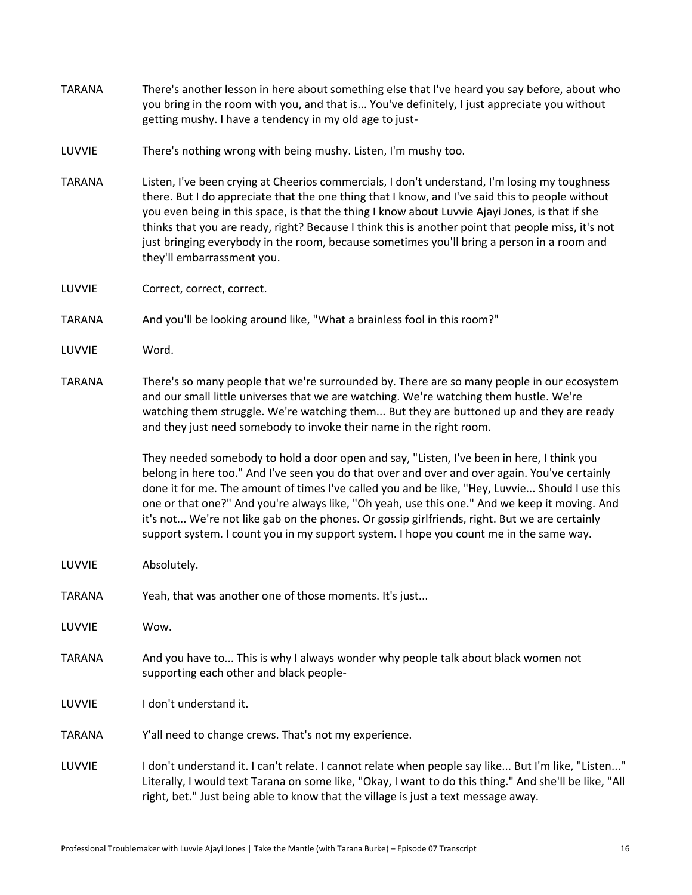TARANA There's another lesson in here about something else that I've heard you say before, about who you bring in the room with you, and that is... You've definitely, I just appreciate you without getting mushy. I have a tendency in my old age to just-

LUVVIE There's nothing wrong with being mushy. Listen, I'm mushy too.

TARANA Listen, I've been crying at Cheerios commercials, I don't understand, I'm losing my toughness there. But I do appreciate that the one thing that I know, and I've said this to people without you even being in this space, is that the thing I know about Luvvie Ajayi Jones, is that if she thinks that you are ready, right? Because I think this is another point that people miss, it's not just bringing everybody in the room, because sometimes you'll bring a person in a room and they'll embarrassment you.

LUVVIE Correct, correct, correct.

TARANA And you'll be looking around like, "What a brainless fool in this room?"

LUVVIE Word.

TARANA There's so many people that we're surrounded by. There are so many people in our ecosystem and our small little universes that we are watching. We're watching them hustle. We're watching them struggle. We're watching them... But they are buttoned up and they are ready and they just need somebody to invoke their name in the right room.

They needed somebody to hold a door open and say, "Listen, I've been in here, I think you belong in here too." And I've seen you do that over and over and over again. You've certainly done it for me. The amount of times I've called you and be like, "Hey, Luvvie... Should I use this one or that one?" And you're always like, "Oh yeah, use this one." And we keep it moving. And it's not... We're not like gab on the phones. Or gossip girlfriends, right. But we are certainly support system. I count you in my support system. I hope you count me in the same way.

LUVVIE Absolutely.

TARANA Yeah, that was another one of those moments. It's just...

LUVVIE Wow.

TARANA And you have to... This is why I always wonder why people talk about black women not supporting each other and black people-

LUVVIE I don't understand it.

TARANA Y'all need to change crews. That's not my experience.

LUVVIE I don't understand it. I can't relate. I cannot relate when people say like... But I'm like, "Listen..." Literally, I would text Tarana on some like, "Okay, I want to do this thing." And she'll be like, "All right, bet." Just being able to know that the village is just a text message away.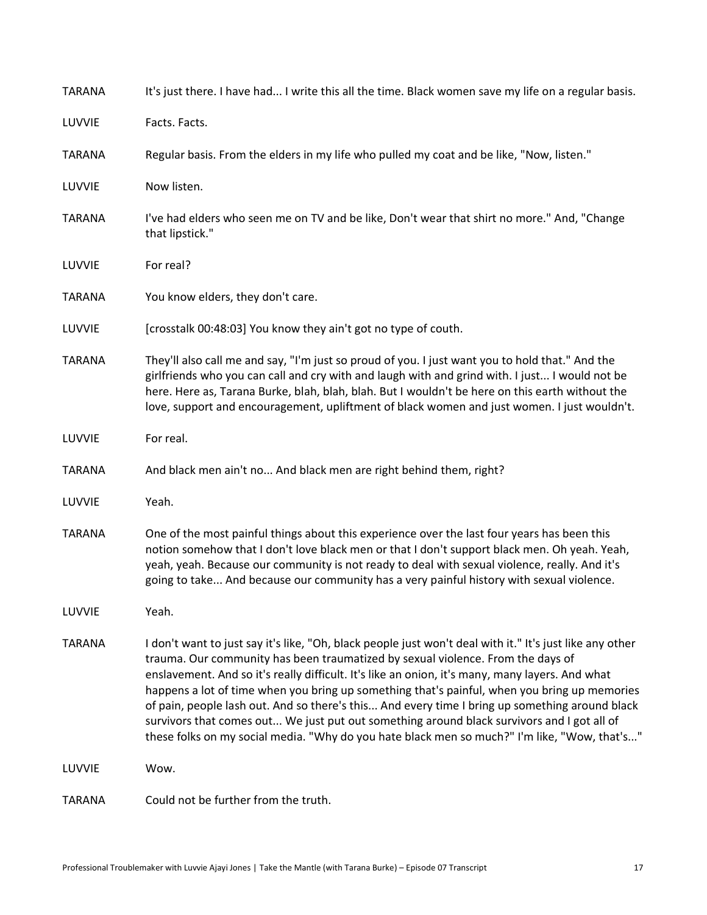TARANA It's just there. I have had... I write this all the time. Black women save my life on a regular basis.

LUVVIE Facts. Facts.

TARANA Regular basis. From the elders in my life who pulled my coat and be like, "Now, listen."

LUVVIE Now listen.

TARANA I've had elders who seen me on TV and be like, Don't wear that shirt no more." And, "Change that lipstick."

LUVVIE For real?

TARANA You know elders, they don't care.

LUVVIE [crosstalk 00:48:03] You know they ain't got no type of couth.

TARANA They'll also call me and say, "I'm just so proud of you. I just want you to hold that." And the girlfriends who you can call and cry with and laugh with and grind with. I just... I would not be here. Here as, Tarana Burke, blah, blah, blah. But I wouldn't be here on this earth without the love, support and encouragement, upliftment of black women and just women. I just wouldn't.

LUVVIE For real.

TARANA And black men ain't no... And black men are right behind them, right?

LUVVIE Yeah.

TARANA One of the most painful things about this experience over the last four years has been this notion somehow that I don't love black men or that I don't support black men. Oh yeah. Yeah, yeah, yeah. Because our community is not ready to deal with sexual violence, really. And it's going to take... And because our community has a very painful history with sexual violence.

LUVVIE Yeah.

TARANA I don't want to just say it's like, "Oh, black people just won't deal with it." It's just like any other trauma. Our community has been traumatized by sexual violence. From the days of enslavement. And so it's really difficult. It's like an onion, it's many, many layers. And what happens a lot of time when you bring up something that's painful, when you bring up memories of pain, people lash out. And so there's this... And every time I bring up something around black survivors that comes out... We just put out something around black survivors and I got all of these folks on my social media. "Why do you hate black men so much?" I'm like, "Wow, that's..."

LUVVIE Wow.

TARANA Could not be further from the truth.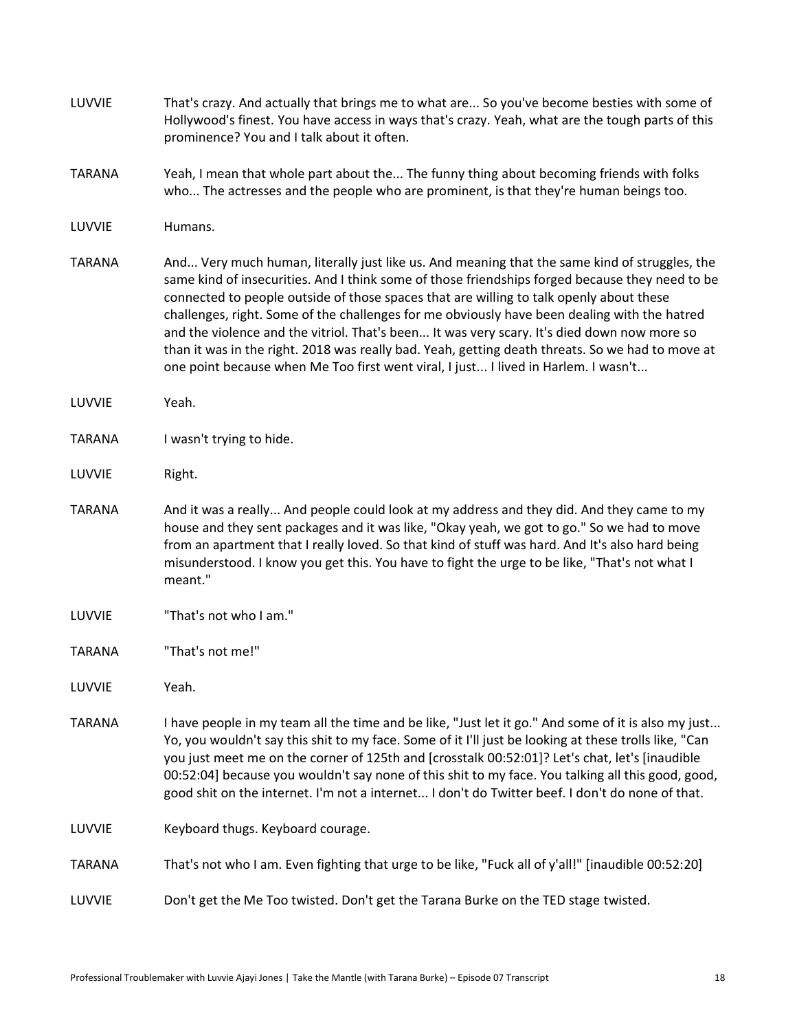LUVVIE That's crazy. And actually that brings me to what are... So you've become besties with some of Hollywood's finest. You have access in ways that's crazy. Yeah, what are the tough parts of this prominence? You and I talk about it often.

TARANA Yeah, I mean that whole part about the... The funny thing about becoming friends with folks who... The actresses and the people who are prominent, is that they're human beings too.

LUVVIE Humans.

TARANA And... Very much human, literally just like us. And meaning that the same kind of struggles, the same kind of insecurities. And I think some of those friendships forged because they need to be connected to people outside of those spaces that are willing to talk openly about these challenges, right. Some of the challenges for me obviously have been dealing with the hatred and the violence and the vitriol. That's been... It was very scary. It's died down now more so than it was in the right. 2018 was really bad. Yeah, getting death threats. So we had to move at one point because when Me Too first went viral, I just... I lived in Harlem. I wasn't...

LUVVIE Yeah.

TARANA I wasn't trying to hide.

LUVVIE Right.

TARANA And it was a really... And people could look at my address and they did. And they came to my house and they sent packages and it was like, "Okay yeah, we got to go." So we had to move from an apartment that I really loved. So that kind of stuff was hard. And It's also hard being misunderstood. I know you get this. You have to fight the urge to be like, "That's not what I meant."

LUVVIE "That's not who I am."

TARANA "That's not me!"

LUVVIE Yeah.

TARANA I have people in my team all the time and be like, "Just let it go." And some of it is also my just... Yo, you wouldn't say this shit to my face. Some of it I'll just be looking at these trolls like, "Can you just meet me on the corner of 125th and [crosstalk 00:52:01]? Let's chat, let's [inaudible 00:52:04] because you wouldn't say none of this shit to my face. You talking all this good, good, good shit on the internet. I'm not a internet... I don't do Twitter beef. I don't do none of that.

LUVVIE Keyboard thugs. Keyboard courage.

TARANA That's not who I am. Even fighting that urge to be like, "Fuck all of y'all!" [inaudible 00:52:20]

LUVVIE Don't get the Me Too twisted. Don't get the Tarana Burke on the TED stage twisted.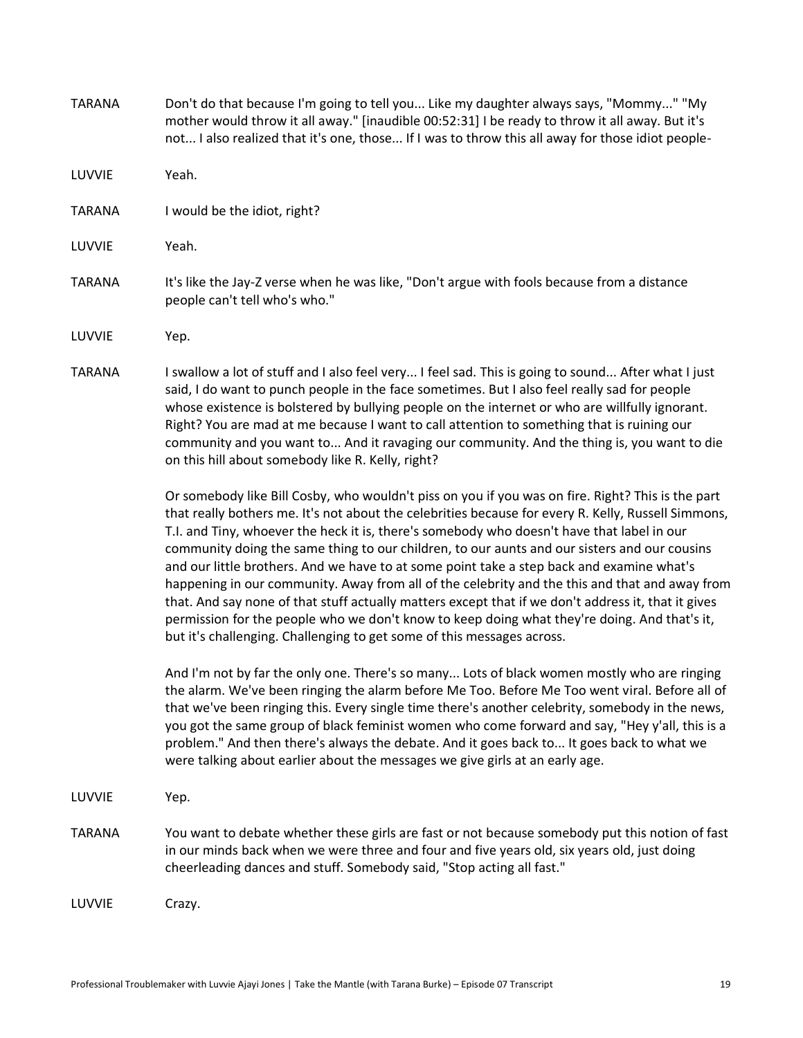TARANA Don't do that because I'm going to tell you... Like my daughter always says, "Mommy..." "My mother would throw it all away." [inaudible 00:52:31] I be ready to throw it all away. But it's not... I also realized that it's one, those... If I was to throw this all away for those idiot people-

LUVVIE Yeah.

TARANA I would be the idiot, right?

LUVVIE Yeah.

TARANA It's like the Jay-Z verse when he was like, "Don't argue with fools because from a distance people can't tell who's who."

LUVVIE Yep.

TARANA I swallow a lot of stuff and I also feel very... I feel sad. This is going to sound... After what I just said, I do want to punch people in the face sometimes. But I also feel really sad for people whose existence is bolstered by bullying people on the internet or who are willfully ignorant. Right? You are mad at me because I want to call attention to something that is ruining our community and you want to... And it ravaging our community. And the thing is, you want to die on this hill about somebody like R. Kelly, right?

Or somebody like Bill Cosby, who wouldn't piss on you if you was on fire. Right? This is the part that really bothers me. It's not about the celebrities because for every R. Kelly, Russell Simmons, T.I. and Tiny, whoever the heck it is, there's somebody who doesn't have that label in our community doing the same thing to our children, to our aunts and our sisters and our cousins and our little brothers. And we have to at some point take a step back and examine what's happening in our community. Away from all of the celebrity and the this and that and away from that. And say none of that stuff actually matters except that if we don't address it, that it gives permission for the people who we don't know to keep doing what they're doing. And that's it, but it's challenging. Challenging to get some of this messages across.

And I'm not by far the only one. There's so many... Lots of black women mostly who are ringing the alarm. We've been ringing the alarm before Me Too. Before Me Too went viral. Before all of that we've been ringing this. Every single time there's another celebrity, somebody in the news, you got the same group of black feminist women who come forward and say, "Hey y'all, this is a problem." And then there's always the debate. And it goes back to... It goes back to what we were talking about earlier about the messages we give girls at an early age.

LUVVIE Yep.

TARANA You want to debate whether these girls are fast or not because somebody put this notion of fast in our minds back when we were three and four and five years old, six years old, just doing cheerleading dances and stuff. Somebody said, "Stop acting all fast."

LUVVIE Crazy.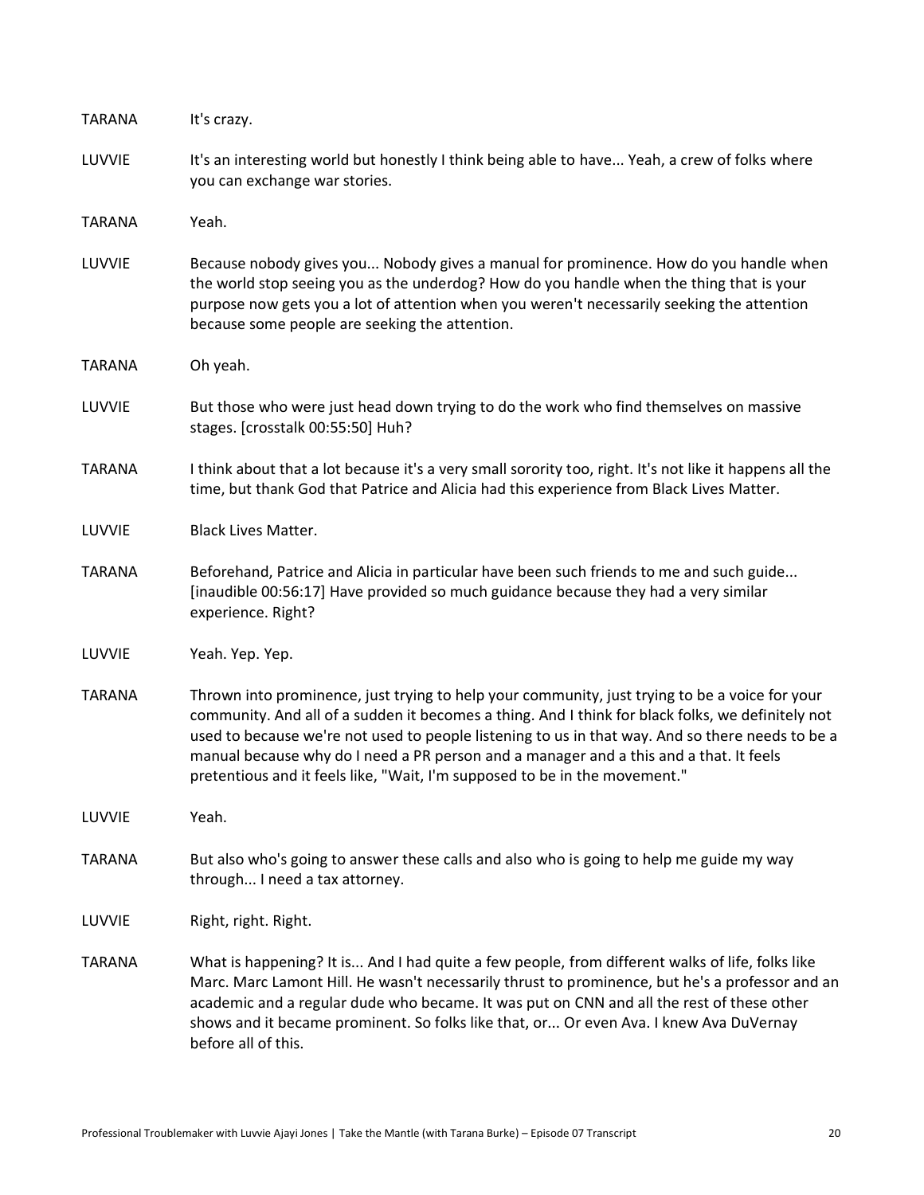TARANA It's crazy.

LUVVIE It's an interesting world but honestly I think being able to have... Yeah, a crew of folks where you can exchange war stories.

TARANA Yeah.

LUVVIE Because nobody gives you... Nobody gives a manual for prominence. How do you handle when the world stop seeing you as the underdog? How do you handle when the thing that is your purpose now gets you a lot of attention when you weren't necessarily seeking the attention because some people are seeking the attention.

TARANA Oh yeah.

LUVVIE But those who were just head down trying to do the work who find themselves on massive stages. [crosstalk 00:55:50] Huh?

TARANA I think about that a lot because it's a very small sorority too, right. It's not like it happens all the time, but thank God that Patrice and Alicia had this experience from Black Lives Matter.

LUVVIE Black Lives Matter.

TARANA Beforehand, Patrice and Alicia in particular have been such friends to me and such guide... [inaudible 00:56:17] Have provided so much guidance because they had a very similar experience. Right?

LUVVIE Yeah. Yep. Yep.

TARANA Thrown into prominence, just trying to help your community, just trying to be a voice for your community. And all of a sudden it becomes a thing. And I think for black folks, we definitely not used to because we're not used to people listening to us in that way. And so there needs to be a manual because why do I need a PR person and a manager and a this and a that. It feels pretentious and it feels like, "Wait, I'm supposed to be in the movement."

LUVVIE Yeah.

TARANA But also who's going to answer these calls and also who is going to help me guide my way through... I need a tax attorney.

LUVVIE Right, right. Right.

TARANA What is happening? It is... And I had quite a few people, from different walks of life, folks like Marc. Marc Lamont Hill. He wasn't necessarily thrust to prominence, but he's a professor and an academic and a regular dude who became. It was put on CNN and all the rest of these other shows and it became prominent. So folks like that, or... Or even Ava. I knew Ava DuVernay before all of this.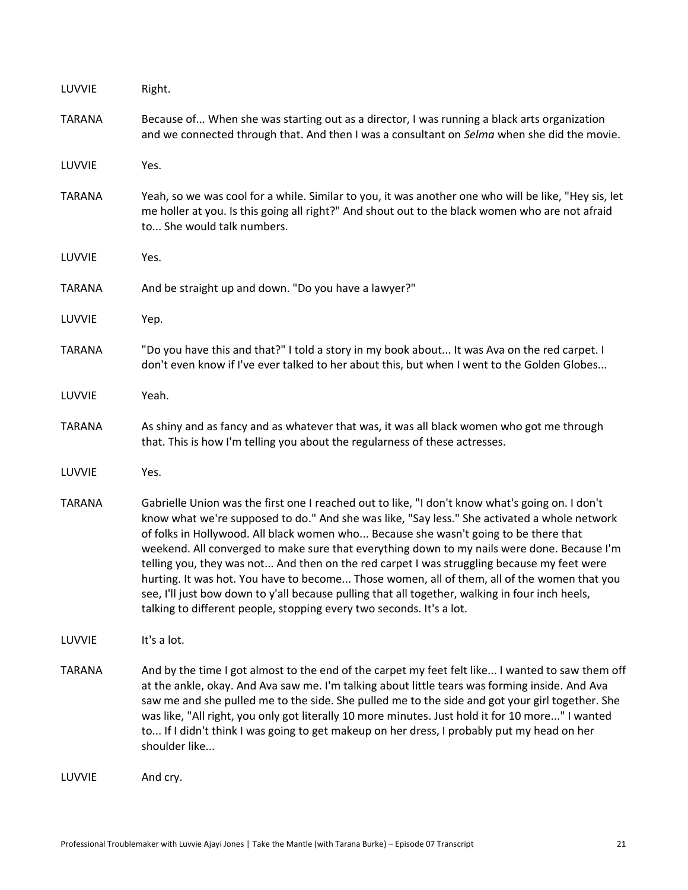LUVVIE Right.

TARANA Because of... When she was starting out as a director, I was running a black arts organization and we connected through that. And then I was a consultant on *Selma* when she did the movie.

LUVVIE Yes.

TARANA Yeah, so we was cool for a while. Similar to you, it was another one who will be like, "Hey sis, let me holler at you. Is this going all right?" And shout out to the black women who are not afraid to... She would talk numbers.

LUVVIE Yes.

TARANA And be straight up and down. "Do you have a lawyer?"

LUVVIE Yep.

TARANA "Do you have this and that?" I told a story in my book about... It was Ava on the red carpet. I don't even know if I've ever talked to her about this, but when I went to the Golden Globes...

LUVVIE Yeah.

TARANA As shiny and as fancy and as whatever that was, it was all black women who got me through that. This is how I'm telling you about the regularness of these actresses.

LUVVIE Yes.

TARANA Gabrielle Union was the first one I reached out to like, "I don't know what's going on. I don't know what we're supposed to do." And she was like, "Say less." She activated a whole network of folks in Hollywood. All black women who... Because she wasn't going to be there that weekend. All converged to make sure that everything down to my nails were done. Because I'm telling you, they was not... And then on the red carpet I was struggling because my feet were hurting. It was hot. You have to become... Those women, all of them, all of the women that you see, I'll just bow down to y'all because pulling that all together, walking in four inch heels, talking to different people, stopping every two seconds. It's a lot.

LUVVIE It's a lot.

TARANA And by the time I got almost to the end of the carpet my feet felt like... I wanted to saw them off at the ankle, okay. And Ava saw me. I'm talking about little tears was forming inside. And Ava saw me and she pulled me to the side. She pulled me to the side and got your girl together. She was like, "All right, you only got literally 10 more minutes. Just hold it for 10 more..." I wanted to... If I didn't think I was going to get makeup on her dress, I probably put my head on her shoulder like...

LUVVIE And cry.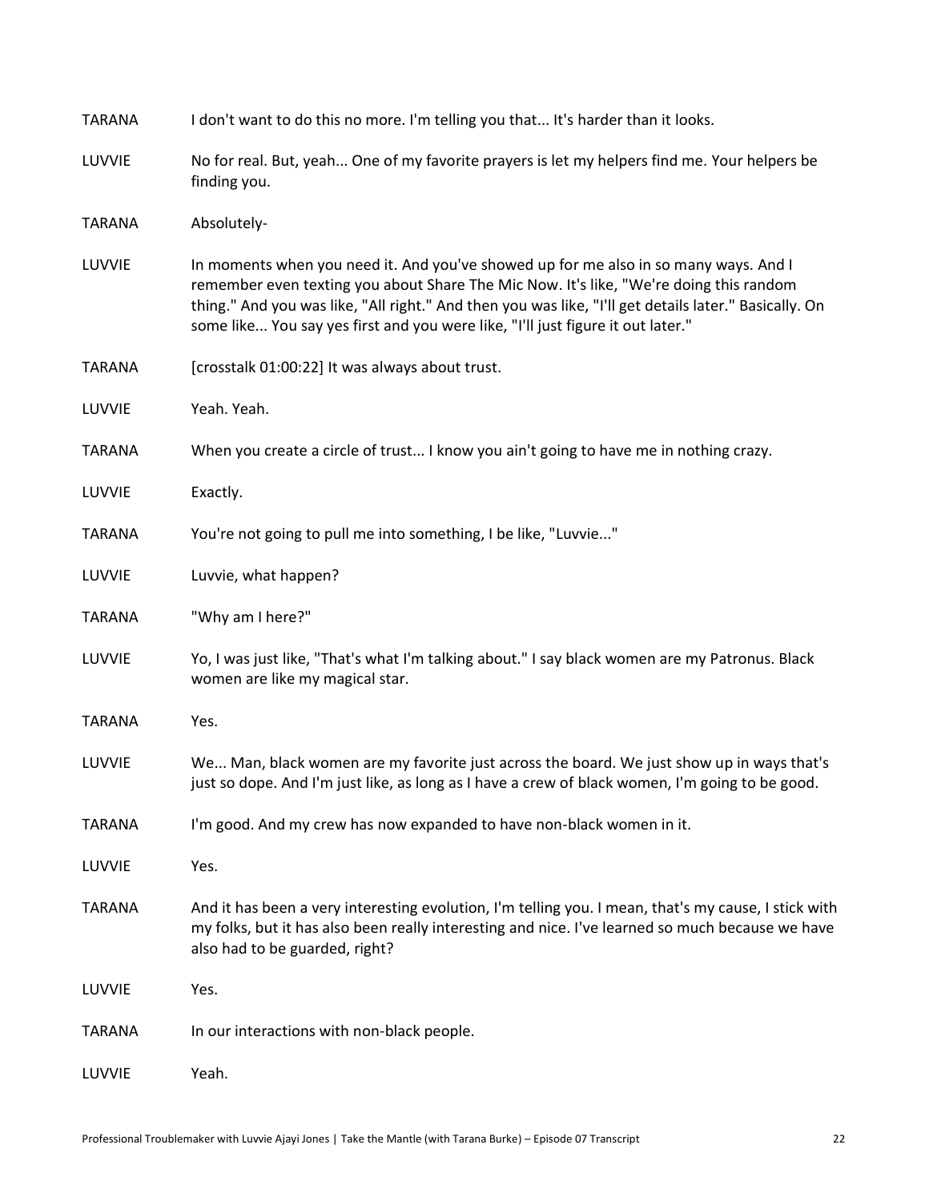TARANA I don't want to do this no more. I'm telling you that... It's harder than it looks.

LUVVIE No for real. But, yeah... One of my favorite prayers is let my helpers find me. Your helpers be finding you.

TARANA Absolutely-

LUVVIE In moments when you need it. And you've showed up for me also in so many ways. And I remember even texting you about Share The Mic Now. It's like, "We're doing this random thing." And you was like, "All right." And then you was like, "I'll get details later." Basically. On some like... You say yes first and you were like, "I'll just figure it out later."

TARANA [crosstalk 01:00:22] It was always about trust.

LUVVIE Yeah. Yeah.

TARANA When you create a circle of trust... I know you ain't going to have me in nothing crazy.

LUVVIE Exactly.

TARANA You're not going to pull me into something, I be like, "Luvvie..."

LUVVIE Luvvie, what happen?

TARANA "Why am I here?"

LUVVIE Yo, I was just like, "That's what I'm talking about." I say black women are my Patronus. Black women are like my magical star.

TARANA Yes.

LUVVIE We... Man, black women are my favorite just across the board. We just show up in ways that's just so dope. And I'm just like, as long as I have a crew of black women, I'm going to be good.

TARANA I'm good. And my crew has now expanded to have non-black women in it.

LUVVIE Yes.

TARANA And it has been a very interesting evolution, I'm telling you. I mean, that's my cause, I stick with my folks, but it has also been really interesting and nice. I've learned so much because we have also had to be guarded, right?

LUVVIE Yes.

TARANA In our interactions with non-black people.

LUVVIE Yeah.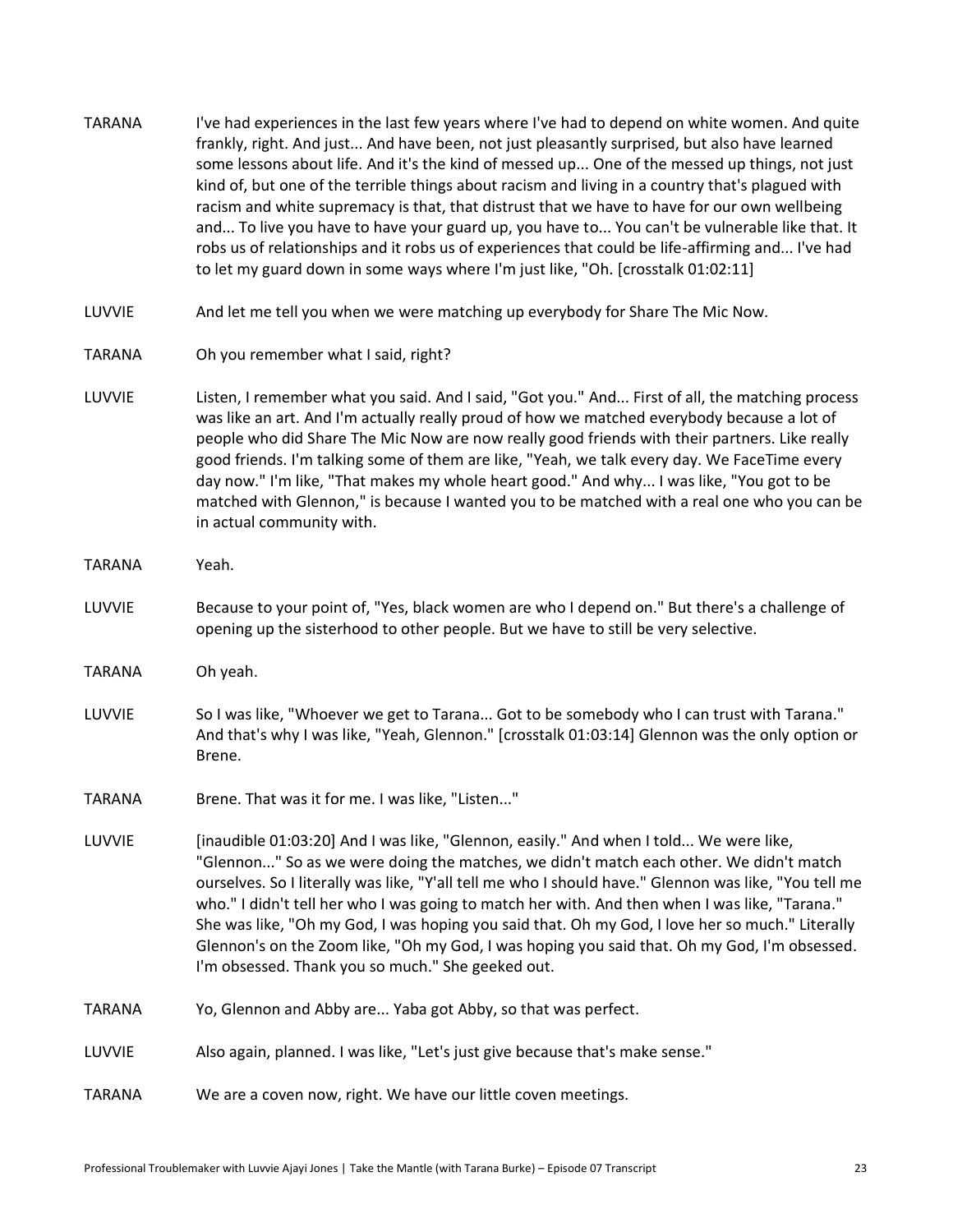TARANA I've had experiences in the last few years where I've had to depend on white women. And quite frankly, right. And just... And have been, not just pleasantly surprised, but also have learned some lessons about life. And it's the kind of messed up... One of the messed up things, not just kind of, but one of the terrible things about racism and living in a country that's plagued with racism and white supremacy is that, that distrust that we have to have for our own wellbeing and... To live you have to have your guard up, you have to... You can't be vulnerable like that. It robs us of relationships and it robs us of experiences that could be life-affirming and... I've had to let my guard down in some ways where I'm just like, "Oh. [crosstalk 01:02:11]

LUVVIE And let me tell you when we were matching up everybody for Share The Mic Now.

TARANA Oh you remember what I said, right?

LUVVIE Listen, I remember what you said. And I said, "Got you." And... First of all, the matching process was like an art. And I'm actually really proud of how we matched everybody because a lot of people who did Share The Mic Now are now really good friends with their partners. Like really good friends. I'm talking some of them are like, "Yeah, we talk every day. We FaceTime every day now." I'm like, "That makes my whole heart good." And why... I was like, "You got to be matched with Glennon," is because I wanted you to be matched with a real one who you can be in actual community with.

TARANA Yeah.

LUVVIE Because to your point of, "Yes, black women are who I depend on." But there's a challenge of opening up the sisterhood to other people. But we have to still be very selective.

TARANA Oh yeah.

LUVVIE So I was like, "Whoever we get to Tarana... Got to be somebody who I can trust with Tarana." And that's why I was like, "Yeah, Glennon." [crosstalk 01:03:14] Glennon was the only option or Brene.

TARANA Brene. That was it for me. I was like, "Listen..."

LUVVIE [inaudible 01:03:20] And I was like, "Glennon, easily." And when I told... We were like, "Glennon..." So as we were doing the matches, we didn't match each other. We didn't match ourselves. So I literally was like, "Y'all tell me who I should have." Glennon was like, "You tell me who." I didn't tell her who I was going to match her with. And then when I was like, "Tarana." She was like, "Oh my God, I was hoping you said that. Oh my God, I love her so much." Literally Glennon's on the Zoom like, "Oh my God, I was hoping you said that. Oh my God, I'm obsessed. I'm obsessed. Thank you so much." She geeked out.

TARANA Yo, Glennon and Abby are... Yaba got Abby, so that was perfect.

LUVVIE Also again, planned. I was like, "Let's just give because that's make sense."

TARANA We are a coven now, right. We have our little coven meetings.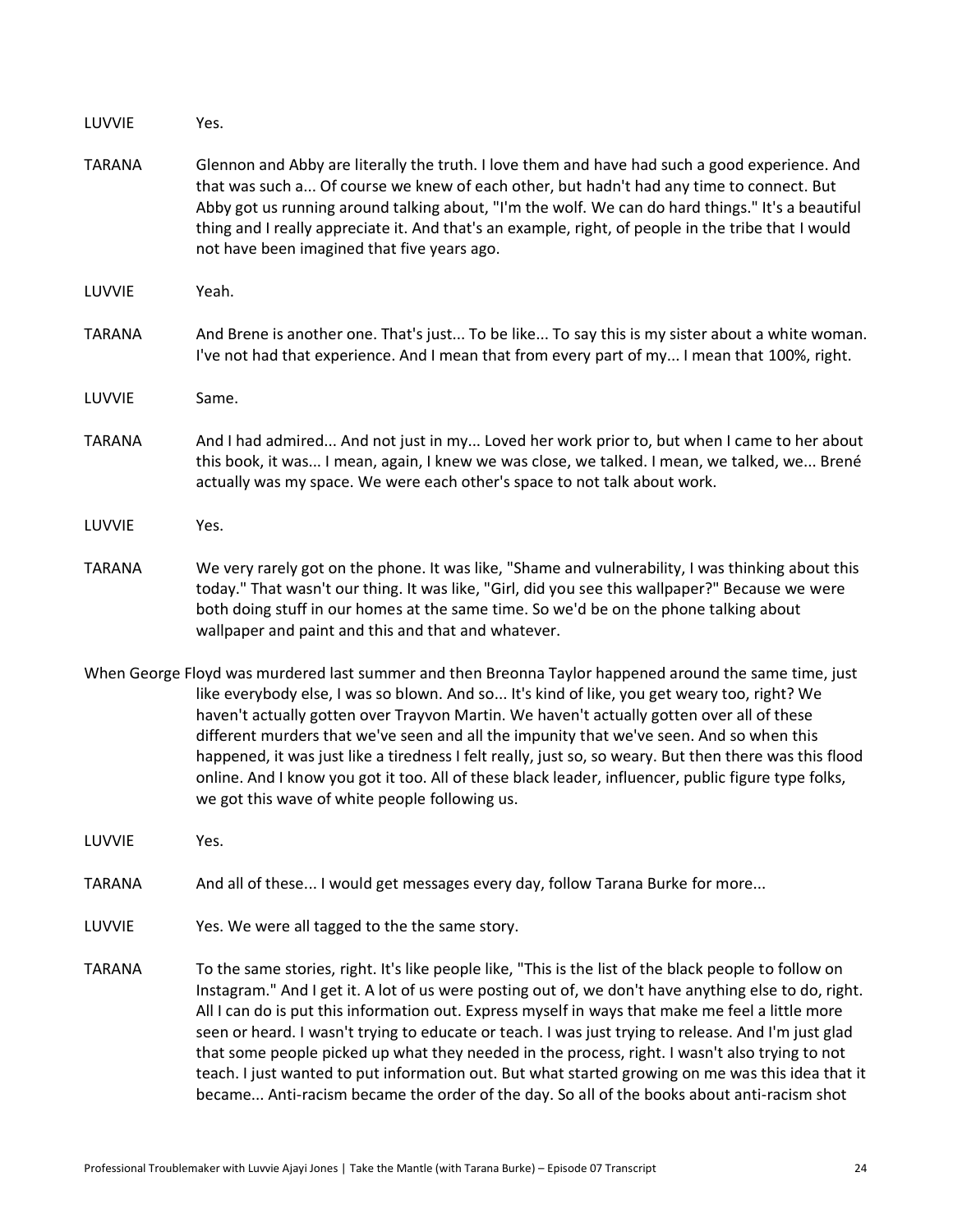LUVVIE Yes.

TARANA Glennon and Abby are literally the truth. I love them and have had such a good experience. And that was such a... Of course we knew of each other, but hadn't had any time to connect. But Abby got us running around talking about, "I'm the wolf. We can do hard things." It's a beautiful thing and I really appreciate it. And that's an example, right, of people in the tribe that I would not have been imagined that five years ago.

LUVVIE Yeah.

TARANA And Brene is another one. That's just... To be like... To say this is my sister about a white woman. I've not had that experience. And I mean that from every part of my... I mean that 100%, right.

LUVVIE Same.

TARANA And I had admired... And not just in my... Loved her work prior to, but when I came to her about this book, it was... I mean, again, I knew we was close, we talked. I mean, we talked, we... Brené actually was my space. We were each other's space to not talk about work.

LUVVIE Yes.

TARANA We very rarely got on the phone. It was like, "Shame and vulnerability, I was thinking about this today." That wasn't our thing. It was like, "Girl, did you see this wallpaper?" Because we were both doing stuff in our homes at the same time. So we'd be on the phone talking about wallpaper and paint and this and that and whatever.

When George Floyd was murdered last summer and then Breonna Taylor happened around the same time, just like everybody else, I was so blown. And so... It's kind of like, you get weary too, right? We haven't actually gotten over Trayvon Martin. We haven't actually gotten over all of these different murders that we've seen and all the impunity that we've seen. And so when this happened, it was just like a tiredness I felt really, just so, so weary. But then there was this flood online. And I know you got it too. All of these black leader, influencer, public figure type folks, we got this wave of white people following us.

LUVVIE Yes.

TARANA And all of these... I would get messages every day, follow Tarana Burke for more...

LUVVIE Yes. We were all tagged to the the same story.

TARANA To the same stories, right. It's like people like, "This is the list of the black people to follow on Instagram." And I get it. A lot of us were posting out of, we don't have anything else to do, right. All I can do is put this information out. Express myself in ways that make me feel a little more seen or heard. I wasn't trying to educate or teach. I was just trying to release. And I'm just glad that some people picked up what they needed in the process, right. I wasn't also trying to not teach. I just wanted to put information out. But what started growing on me was this idea that it became... Anti-racism became the order of the day. So all of the books about anti-racism shot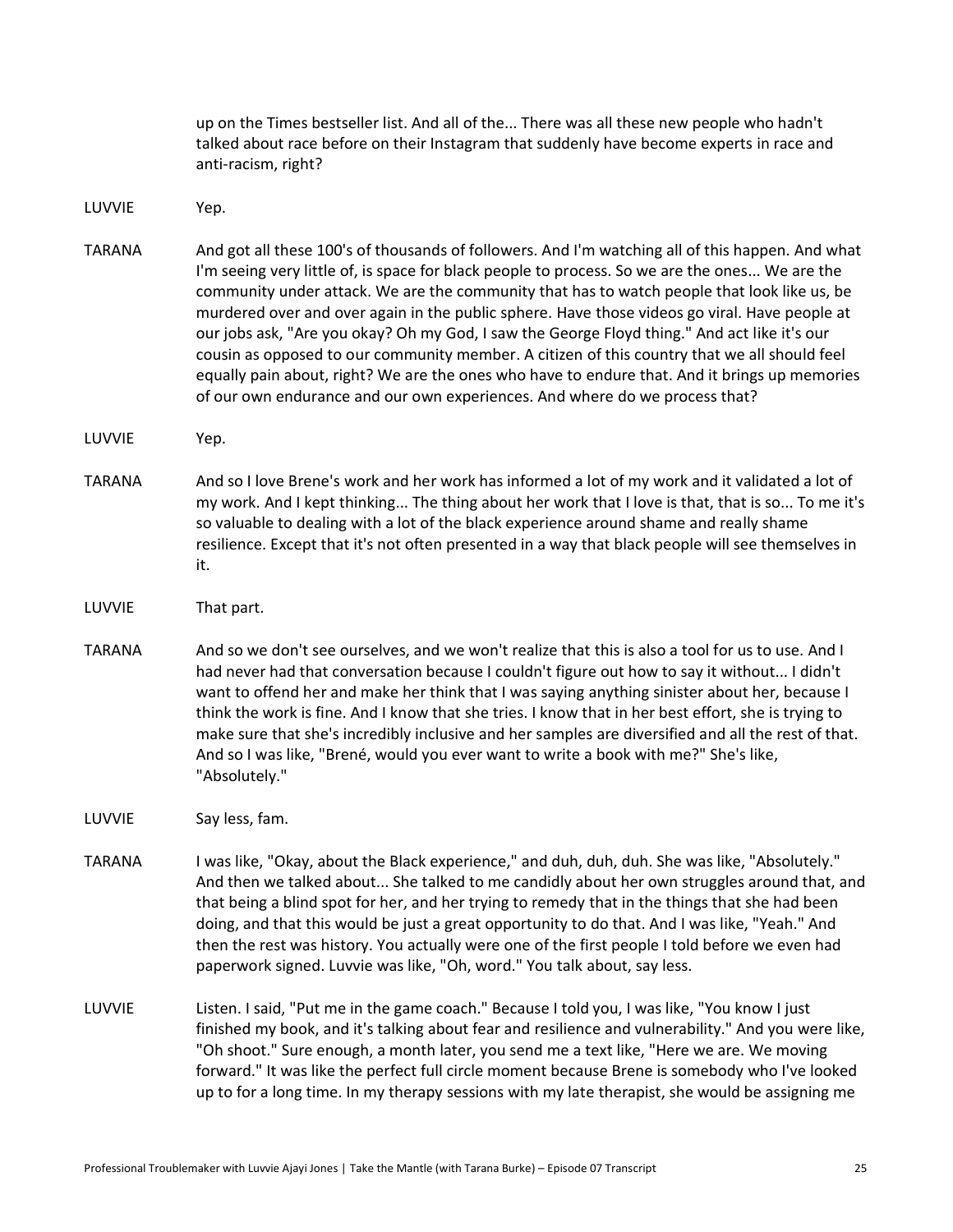up on the Times bestseller list. And all of the... There was all these new people who hadn't talked about race before on their Instagram that suddenly have become experts in race and anti-racism, right?

**LUVVIE** Yep.

**TARANA** And got all these 100's of thousands of followers. And I'm watching all of this happen. And what I'm seeing very little of, is space for black people to process. So we are the ones... We are the community under attack. We are the community that has to watch people that look like us, be murdered over and over again in the public sphere. Have those videos go viral. Have people at our jobs ask, "Are you okay? Oh my God, I saw the George Floyd thing." And act like it's our cousin as opposed to our community member. A citizen of this country that we all should feel equally pain about, right? We are the ones who have to endure that. And it brings up memories of our own endurance and our own experiences. And where do we process that?

**LUVVIE** Yep.

**TARANA** And so I love Brene's work and her work has informed a lot of my work and it validated a lot of my work. And I kept thinking... The thing about her work that I love is that, that is so... To me it's so valuable to dealing with a lot of the black experience around shame and really shame resilience. Except that it's not often presented in a way that black people will see themselves in it.

**LUVVIE** That part.

**TARANA** And so we don't see ourselves, and we won't realize that this is also a tool for us to use. And I had never had that conversation because I couldn't figure out how to say it without... I didn't want to offend her and make her think that I was saying anything sinister about her, because I think the work is fine. And I know that she tries. I know that in her best effort, she is trying to make sure that she's incredibly inclusive and her samples are diversified and all the rest of that. And so I was like, "Brené, would you ever want to write a book with me?" She's like, "Absolutely."

**LUVVIE** Say less, fam.

**TARANA** I was like, "Okay, about the Black experience," and duh, duh, duh. She was like, "Absolutely." And then we talked about... She talked to me candidly about her own struggles around that, and that being a blind spot for her, and her trying to remedy that in the things that she had been doing, and that this would be just a great opportunity to do that. And I was like, "Yeah." And then the rest was history. You actually were one of the first people I told before we even had paperwork signed. Luvvie was like, "Oh, word." You talk about, say less.

**LUVVIE** Listen. I said, "Put me in the game coach." Because I told you, I was like, "You know I just finished my book, and it's talking about fear and resilience and vulnerability." And you were like, "Oh shoot." Sure enough, a month later, you send me a text like, "Here we are. We moving forward." It was like the perfect full circle moment because Brene is somebody who I've looked up to for a long time. In my therapy sessions with my late therapist, she would be assigning me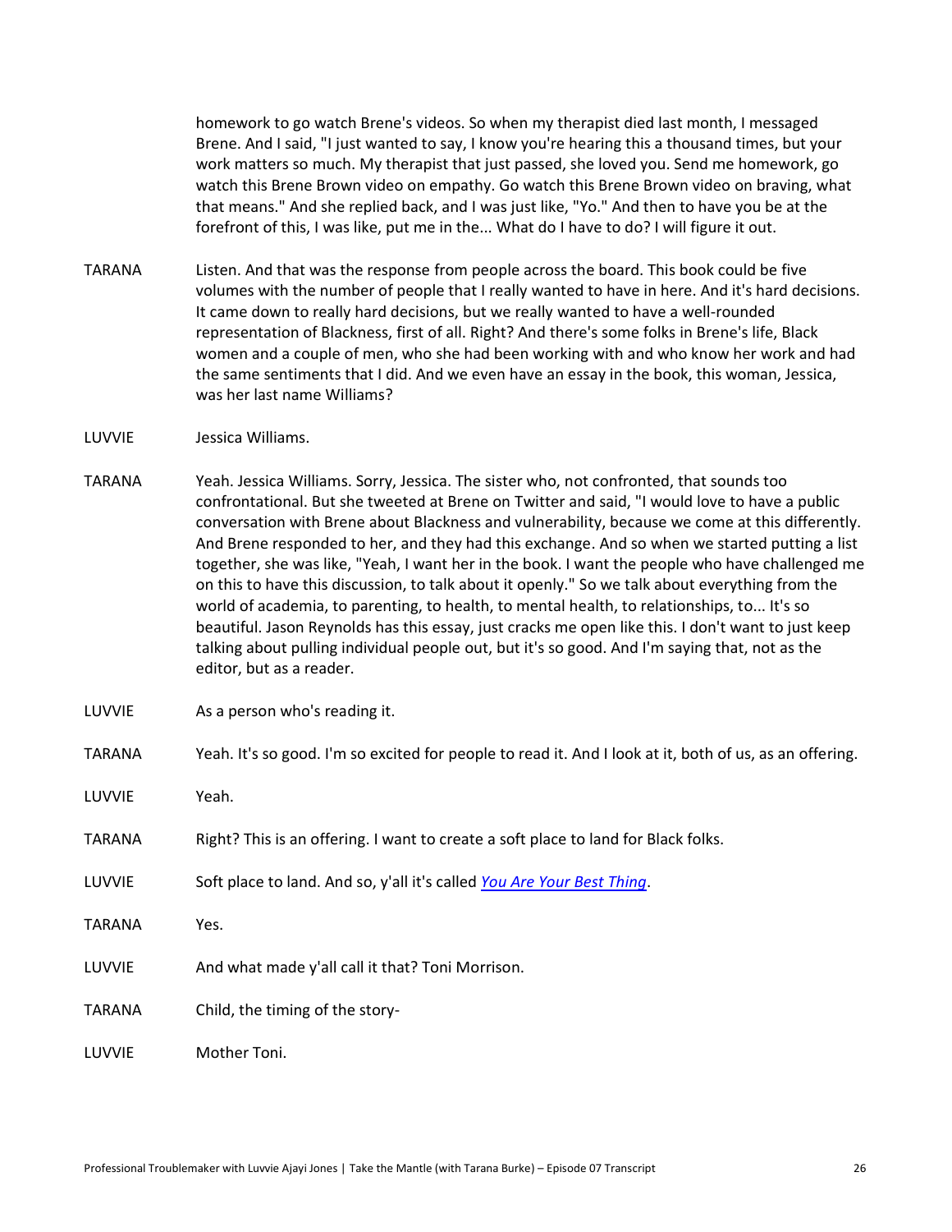homework to go watch Brene's videos. So when my therapist died last month, I messaged Brene. And I said, "I just wanted to say, I know you're hearing this a thousand times, but your work matters so much. My therapist that just passed, she loved you. Send me homework, go watch this Brene Brown video on empathy. Go watch this Brene Brown video on braving, what that means." And she replied back, and I was just like, "Yo." And then to have you be at the forefront of this, I was like, put me in the... What do I have to do? I will figure it out.

TARANA Listen. And that was the response from people across the board. This book could be five volumes with the number of people that I really wanted to have in here. And it's hard decisions. It came down to really hard decisions, but we really wanted to have a well-rounded representation of Blackness, first of all. Right? And there's some folks in Brene's life, Black women and a couple of men, who she had been working with and who know her work and had the same sentiments that I did. And we even have an essay in the book, this woman, Jessica, was her last name Williams?

LUVVIE Jessica Williams.

TARANA Yeah. Jessica Williams. Sorry, Jessica. The sister who, not confronted, that sounds too confrontational. But she tweeted at Brene on Twitter and said, "I would love to have a public conversation with Brene about Blackness and vulnerability, because we come at this differently. And Brene responded to her, and they had this exchange. And so when we started putting a list together, she was like, "Yeah, I want her in the book. I want the people who have challenged me on this to have this discussion, to talk about it openly." So we talk about everything from the world of academia, to parenting, to health, to mental health, to relationships, to... It's so beautiful. Jason Reynolds has this essay, just cracks me open like this. I don't want to just keep talking about pulling individual people out, but it's so good. And I'm saying that, not as the editor, but as a reader.

LUVVIE As a person who's reading it.

TARANA Yeah. It's so good. I'm so excited for people to read it. And I look at it, both of us, as an offering.

LUVVIE Yeah.

TARANA Right? This is an offering. I want to create a soft place to land for Black folks.

LUVVIE Soft place to land. And so, y'all it's called *You Are Your Best Thing*.

TARANA Yes.

LUVVIE And what made y'all call it that? Toni Morrison.

TARANA Child, the timing of the story-

LUVVIE Mother Toni.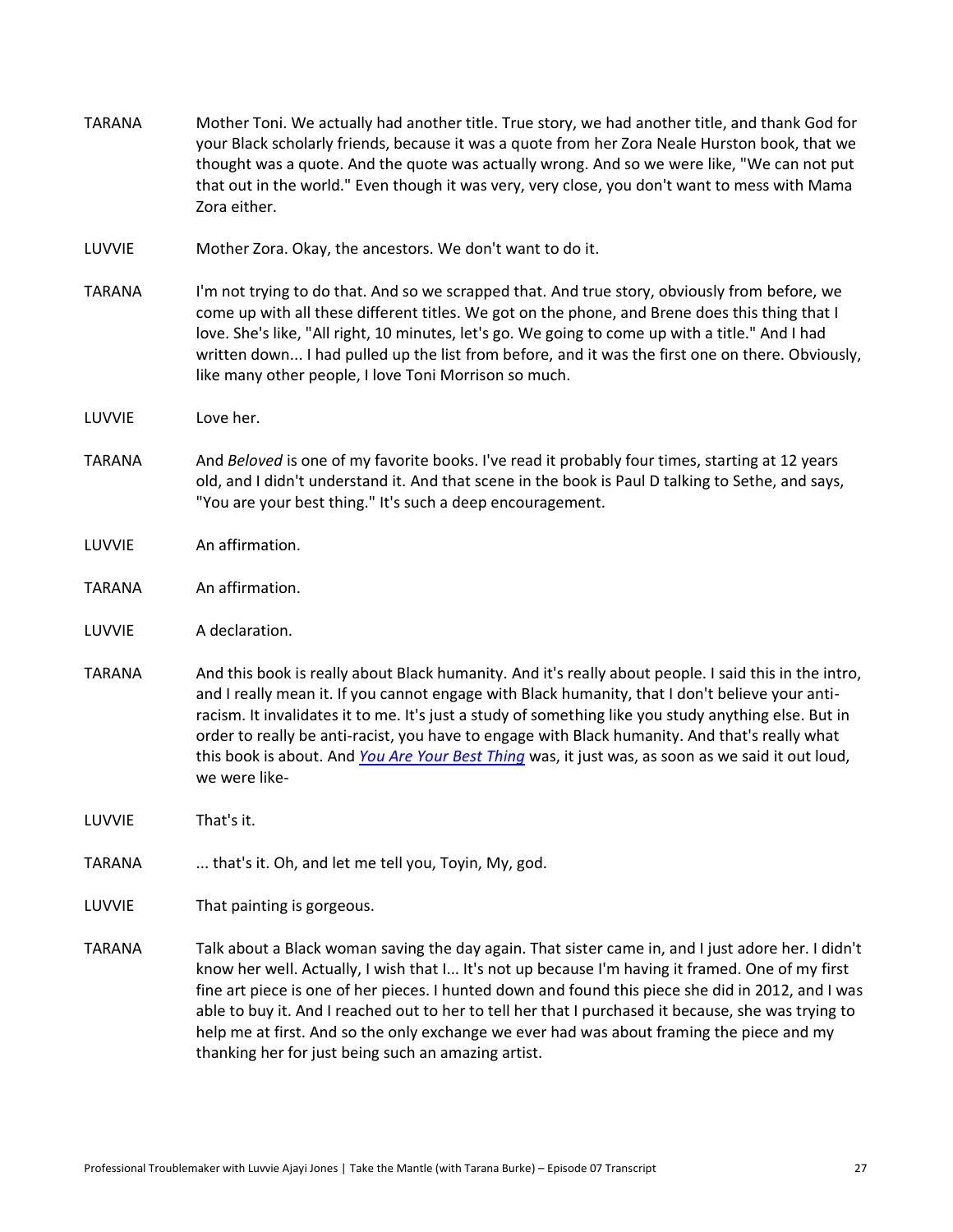TARANA Mother Toni. We actually had another title. True story, we had another title, and thank God for your Black scholarly friends, because it was a quote from her Zora Neale Hurston book, that we thought was a quote. And the quote was actually wrong. And so we were like, "We can not put that out in the world." Even though it was very, very close, you don't want to mess with Mama Zora either.

LUVVIE Mother Zora. Okay, the ancestors. We don't want to do it.

TARANA I'm not trying to do that. And so we scrapped that. And true story, obviously from before, we come up with all these different titles. We got on the phone, and Brene does this thing that I love. She's like, "All right, 10 minutes, let's go. We going to come up with a title." And I had written down... I had pulled up the list from before, and it was the first one on there. Obviously, like many other people, I love Toni Morrison so much.

LUVVIE Love her.

TARANA And *Beloved* is one of my favorite books. I've read it probably four times, starting at 12 years old, and I didn't understand it. And that scene in the book is Paul D talking to Sethe, and says, "You are your best thing." It's such a deep encouragement.

LUVVIE An affirmation.

TARANA An affirmation.

LUVVIE A declaration.

TARANA And this book is really about Black humanity. And it's really about people. I said this in the intro, and I really mean it. If you cannot engage with Black humanity, that I don't believe your anti-racism. It invalidates it to me. It's just a study of something like you study anything else. But in order to really be anti-racist, you have to engage with Black humanity. And that's really what this book is about. And *You Are Your Best Thing* was, it just was, as soon as we said it out loud, we were like-

LUVVIE That's it.

TARANA ... that's it. Oh, and let me tell you, Toyin, My, god.

LUVVIE That painting is gorgeous.

TARANA Talk about a Black woman saving the day again. That sister came in, and I just adore her. I didn't know her well. Actually, I wish that I... It's not up because I'm having it framed. One of my first fine art piece is one of her pieces. I hunted down and found this piece she did in 2012, and I was able to buy it. And I reached out to her to tell her that I purchased it because, she was trying to help me at first. And so the only exchange we ever had was about framing the piece and my thanking her for just being such an amazing artist.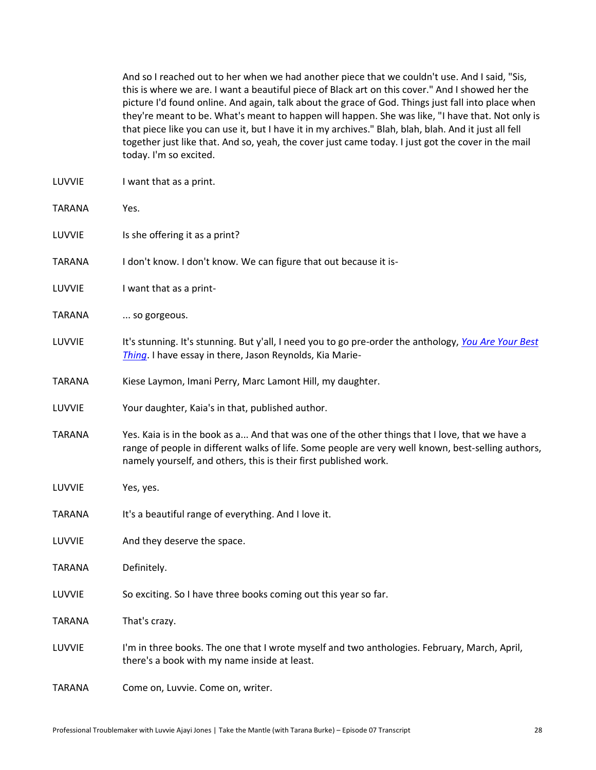And so I reached out to her when we had another piece that we couldn't use. And I said, "Sis, this is where we are. I want a beautiful piece of Black art on this cover." And I showed her the picture I'd found online. And again, talk about the grace of God. Things just fall into place when they're meant to be. What's meant to happen will happen. She was like, "I have that. Not only is that piece like you can use it, but I have it in my archives." Blah, blah, blah. And it just all fell together just like that. And so, yeah, the cover just came today. I just got the cover in the mail today. I'm so excited.

LUVVIE I want that as a print.

TARANA Yes.

LUVVIE Is she offering it as a print?

TARANA I don't know. I don't know. We can figure that out because it is-

LUVVIE I want that as a print-

TARANA ... so gorgeous.

LUVVIE It's stunning. It's stunning. But y'all, I need you to go pre-order the anthology, *You Are Your Best Thing*. I have essay in there, Jason Reynolds, Kia Marie-

TARANA Kiese Laymon, Imani Perry, Marc Lamont Hill, my daughter.

LUVVIE Your daughter, Kaia's in that, published author.

TARANA Yes. Kaia is in the book as a... And that was one of the other things that I love, that we have a range of people in different walks of life. Some people are very well known, best-selling authors, namely yourself, and others, this is their first published work.

LUVVIE Yes, yes.

TARANA It's a beautiful range of everything. And I love it.

LUVVIE And they deserve the space.

TARANA Definitely.

LUVVIE So exciting. So I have three books coming out this year so far.

TARANA That's crazy.

LUVVIE I'm in three books. The one that I wrote myself and two anthologies. February, March, April, there's a book with my name inside at least.

TARANA Come on, Luvvie. Come on, writer.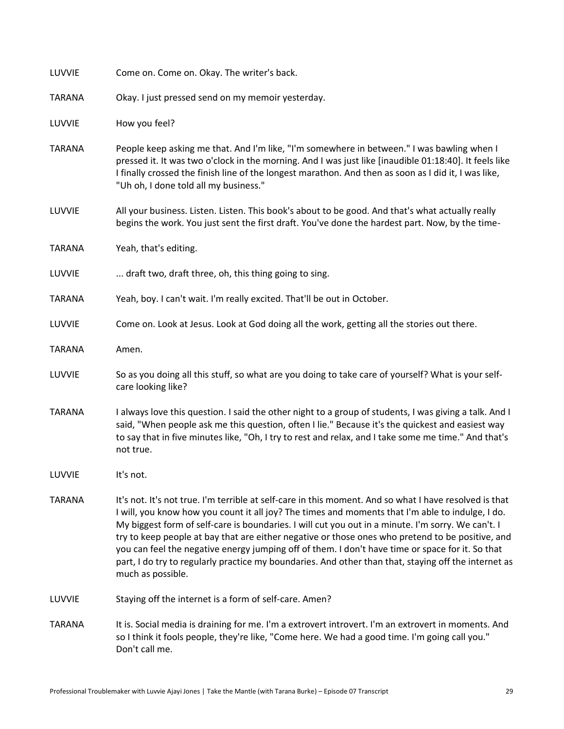LUVVIE Come on. Come on. Okay. The writer's back.

TARANA Okay. I just pressed send on my memoir yesterday.

LUVVIE How you feel?

TARANA People keep asking me that. And I'm like, "I'm somewhere in between." I was bawling when I pressed it. It was two o'clock in the morning. And I was just like [inaudible 01:18:40]. It feels like I finally crossed the finish line of the longest marathon. And then as soon as I did it, I was like, "Uh oh, I done told all my business."

LUVVIE All your business. Listen. Listen. This book's about to be good. And that's what actually really begins the work. You just sent the first draft. You've done the hardest part. Now, by the time-

TARANA Yeah, that's editing.

LUVVIE ... draft two, draft three, oh, this thing going to sing.

TARANA Yeah, boy. I can't wait. I'm really excited. That'll be out in October.

LUVVIE Come on. Look at Jesus. Look at God doing all the work, getting all the stories out there.

TARANA Amen.

LUVVIE So as you doing all this stuff, so what are you doing to take care of yourself? What is your self-care looking like?

TARANA I always love this question. I said the other night to a group of students, I was giving a talk. And I said, "When people ask me this question, often I lie." Because it's the quickest and easiest way to say that in five minutes like, "Oh, I try to rest and relax, and I take some me time." And that's not true.

LUVVIE It's not.

TARANA It's not. It's not true. I'm terrible at self-care in this moment. And so what I have resolved is that I will, you know how you count it all joy? The times and moments that I'm able to indulge, I do. My biggest form of self-care is boundaries. I will cut you out in a minute. I'm sorry. We can't. I try to keep people at bay that are either negative or those ones who pretend to be positive, and you can feel the negative energy jumping off of them. I don't have time or space for it. So that part, I do try to regularly practice my boundaries. And other than that, staying off the internet as much as possible.

LUVVIE Staying off the internet is a form of self-care. Amen?

TARANA It is. Social media is draining for me. I'm a extrovert introvert. I'm an extrovert in moments. And so I think it fools people, they're like, "Come here. We had a good time. I'm going call you." Don't call me.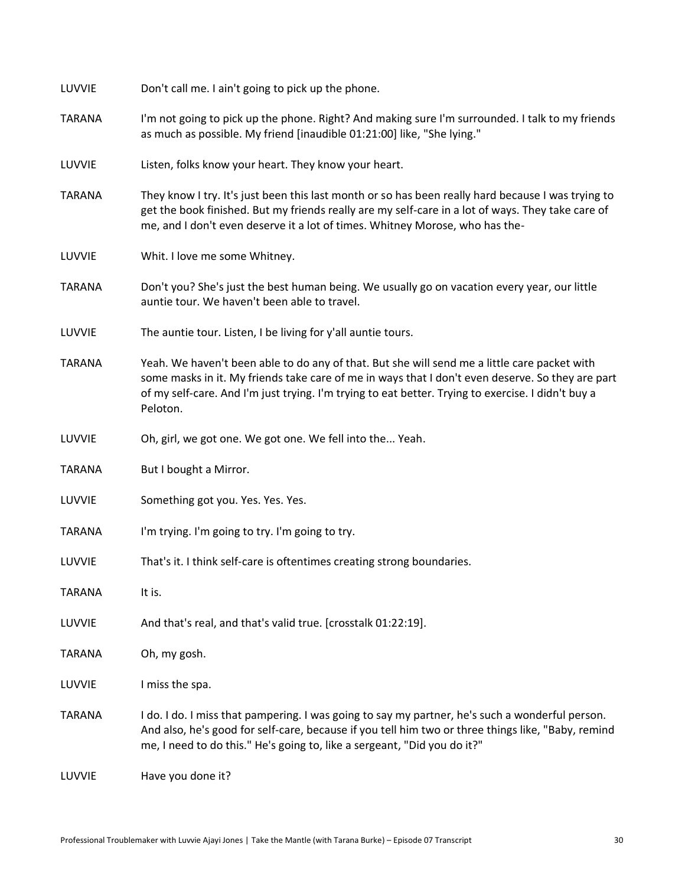LUVVIE Don't call me. I ain't going to pick up the phone.

TARANA I'm not going to pick up the phone. Right? And making sure I'm surrounded. I talk to my friends as much as possible. My friend [inaudible 01:21:00] like, "She lying."

LUVVIE Listen, folks know your heart. They know your heart.

TARANA They know I try. It's just been this last month or so has been really hard because I was trying to get the book finished. But my friends really are my self-care in a lot of ways. They take care of me, and I don't even deserve it a lot of times. Whitney Morose, who has the-

LUVVIE Whit. I love me some Whitney.

TARANA Don't you? She's just the best human being. We usually go on vacation every year, our little auntie tour. We haven't been able to travel.

LUVVIE The auntie tour. Listen, I be living for y'all auntie tours.

TARANA Yeah. We haven't been able to do any of that. But she will send me a little care packet with some masks in it. My friends take care of me in ways that I don't even deserve. So they are part of my self-care. And I'm just trying. I'm trying to eat better. Trying to exercise. I didn't buy a Peloton.

LUVVIE Oh, girl, we got one. We got one. We fell into the... Yeah.

TARANA But I bought a Mirror.

LUVVIE Something got you. Yes. Yes. Yes.

TARANA I'm trying. I'm going to try. I'm going to try.

LUVVIE That's it. I think self-care is oftentimes creating strong boundaries.

TARANA It is.

LUVVIE And that's real, and that's valid true. [crosstalk 01:22:19].

TARANA Oh, my gosh.

LUVVIE I miss the spa.

TARANA I do. I do. I miss that pampering. I was going to say my partner, he's such a wonderful person. And also, he's good for self-care, because if you tell him two or three things like, "Baby, remind me, I need to do this." He's going to, like a sergeant, "Did you do it?"

LUVVIE Have you done it?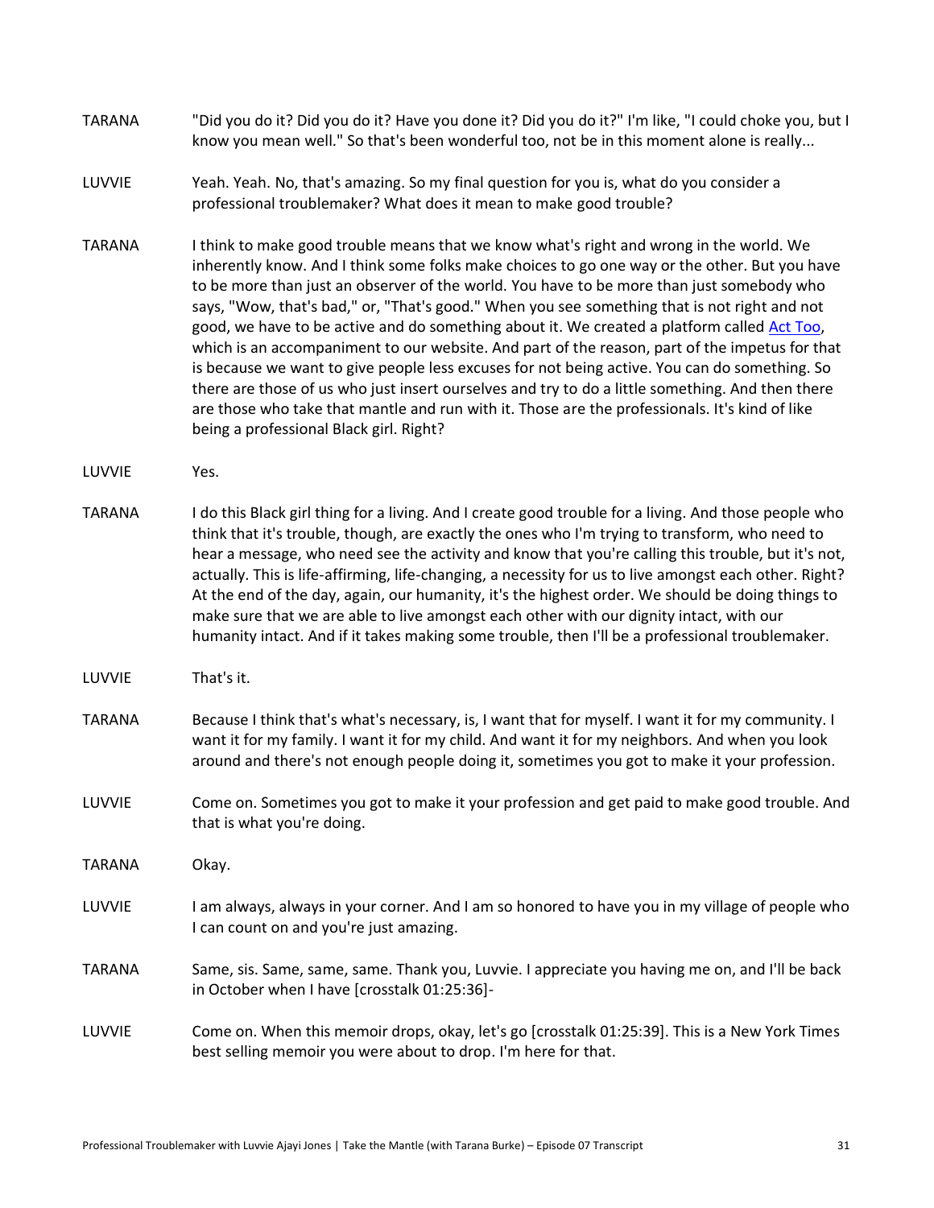TARANA "Did you do it? Did you do it? Have you done it? Did you do it?" I'm like, "I could choke you, but I know you mean well." So that's been wonderful too, not be in this moment alone is really...

LUVVIE Yeah. Yeah. No, that's amazing. So my final question for you is, what do you consider a professional troublemaker? What does it mean to make good trouble?

TARANA I think to make good trouble means that we know what's right and wrong in the world. We inherently know. And I think some folks make choices to go one way or the other. But you have to be more than just an observer of the world. You have to be more than just somebody who says, "Wow, that's bad," or, "That's good." When you see something that is not right and not good, we have to be active and do something about it. We created a platform called Act Too, which is an accompaniment to our website. And part of the reason, part of the impetus for that is because we want to give people less excuses for not being active. You can do something. So there are those of us who just insert ourselves and try to do a little something. And then there are those who take that mantle and run with it. Those are the professionals. It's kind of like being a professional Black girl. Right?

LUVVIE Yes.

TARANA I do this Black girl thing for a living. And I create good trouble for a living. And those people who think that it's trouble, though, are exactly the ones who I'm trying to transform, who need to hear a message, who need see the activity and know that you're calling this trouble, but it's not, actually. This is life-affirming, life-changing, a necessity for us to live amongst each other. Right? At the end of the day, again, our humanity, it's the highest order. We should be doing things to make sure that we are able to live amongst each other with our dignity intact, with our humanity intact. And if it takes making some trouble, then I'll be a professional troublemaker.

LUVVIE That's it.

TARANA Because I think that's what's necessary, is, I want that for myself. I want it for my community. I want it for my family. I want it for my child. And want it for my neighbors. And when you look around and there's not enough people doing it, sometimes you got to make it your profession.

LUVVIE Come on. Sometimes you got to make it your profession and get paid to make good trouble. And that is what you're doing.

TARANA Okay.

LUVVIE I am always, always in your corner. And I am so honored to have you in my village of people who I can count on and you're just amazing.

TARANA Same, sis. Same, same, same. Thank you, Luvvie. I appreciate you having me on, and I'll be back in October when I have [crosstalk 01:25:36]-

LUVVIE Come on. When this memoir drops, okay, let's go [crosstalk 01:25:39]. This is a New York Times best selling memoir you were about to drop. I'm here for that.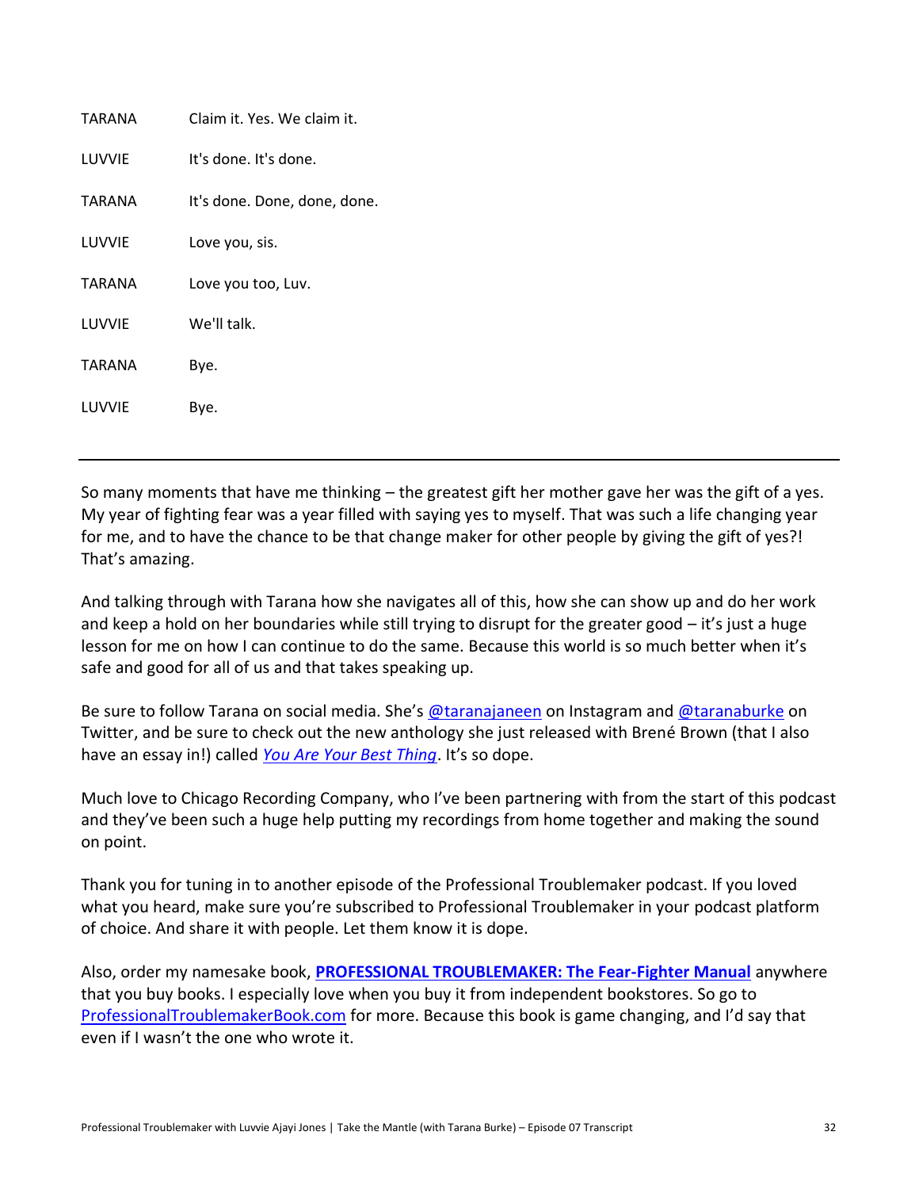| | |
|---|---|
| TARANA | Claim it. Yes. We claim it. |
| LUVVIE | It's done. It's done. |
| TARANA | It's done. Done, done, done. |
| LUVVIE | Love you, sis. |
| TARANA | Love you too, Luv. |
| LUVVIE | We'll talk. |
| TARANA | Bye. |
| LUVVIE | Bye. |

---

So many moments that have me thinking – the greatest gift her mother gave her was the gift of a yes. My year of fighting fear was a year filled with saying yes to myself. That was such a life changing year for me, and to have the chance to be that change maker for other people by giving the gift of yes?! That's amazing.

And talking through with Tarana how she navigates all of this, how she can show up and do her work and keep a hold on her boundaries while still trying to disrupt for the greater good – it's just a huge lesson for me on how I can continue to do the same. Because this world is so much better when it's safe and good for all of us and that takes speaking up.

Be sure to follow Tarana on social media. She's @taranajaneen on Instagram and @taranaburke on Twitter, and be sure to check out the new anthology she just released with Brené Brown (that I also have an essay in!) called *You Are Your Best Thing*. It's so dope.

Much love to Chicago Recording Company, who I've been partnering with from the start of this podcast and they've been such a huge help putting my recordings from home together and making the sound on point.

Thank you for tuning in to another episode of the Professional Troublemaker podcast. If you loved what you heard, make sure you're subscribed to Professional Troublemaker in your podcast platform of choice. And share it with people. Let them know it is dope.

Also, order my namesake book, **PROFESSIONAL TROUBLEMAKER: The Fear-Fighter Manual** anywhere that you buy books. I especially love when you buy it from independent bookstores. So go to ProfessionalTroublemakerBook.com for more. Because this book is game changing, and I'd say that even if I wasn't the one who wrote it.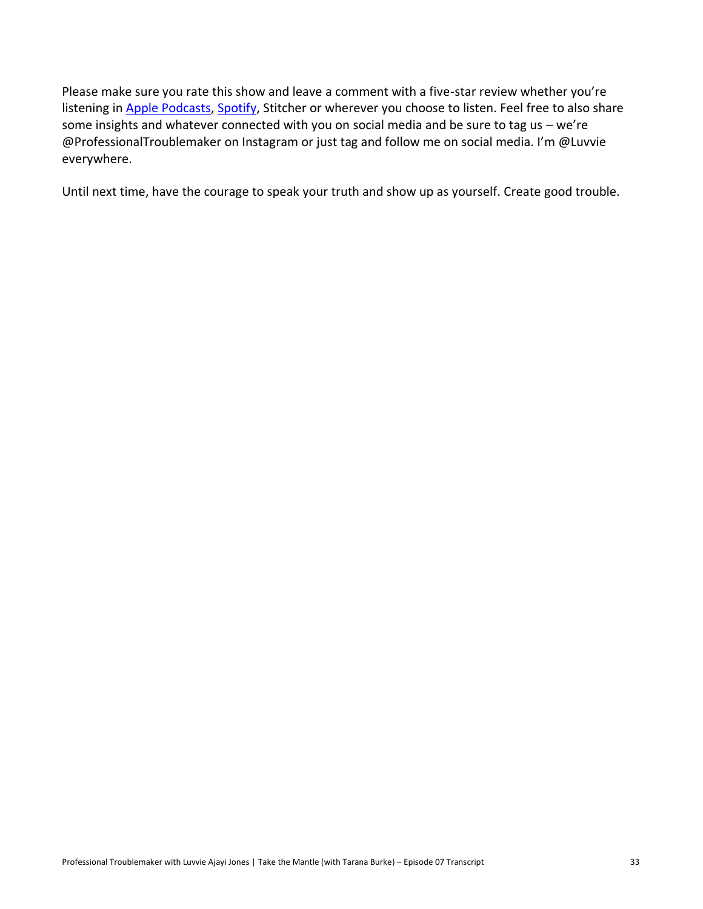Please make sure you rate this show and leave a comment with a five-star review whether you're listening in [Apple Podcasts](), [Spotify](), Stitcher or wherever you choose to listen. Feel free to also share some insights and whatever connected with you on social media and be sure to tag us – we're @ProfessionalTroublemaker on Instagram or just tag and follow me on social media. I'm @Luvvie everywhere.

Until next time, have the courage to speak your truth and show up as yourself. Create good trouble.